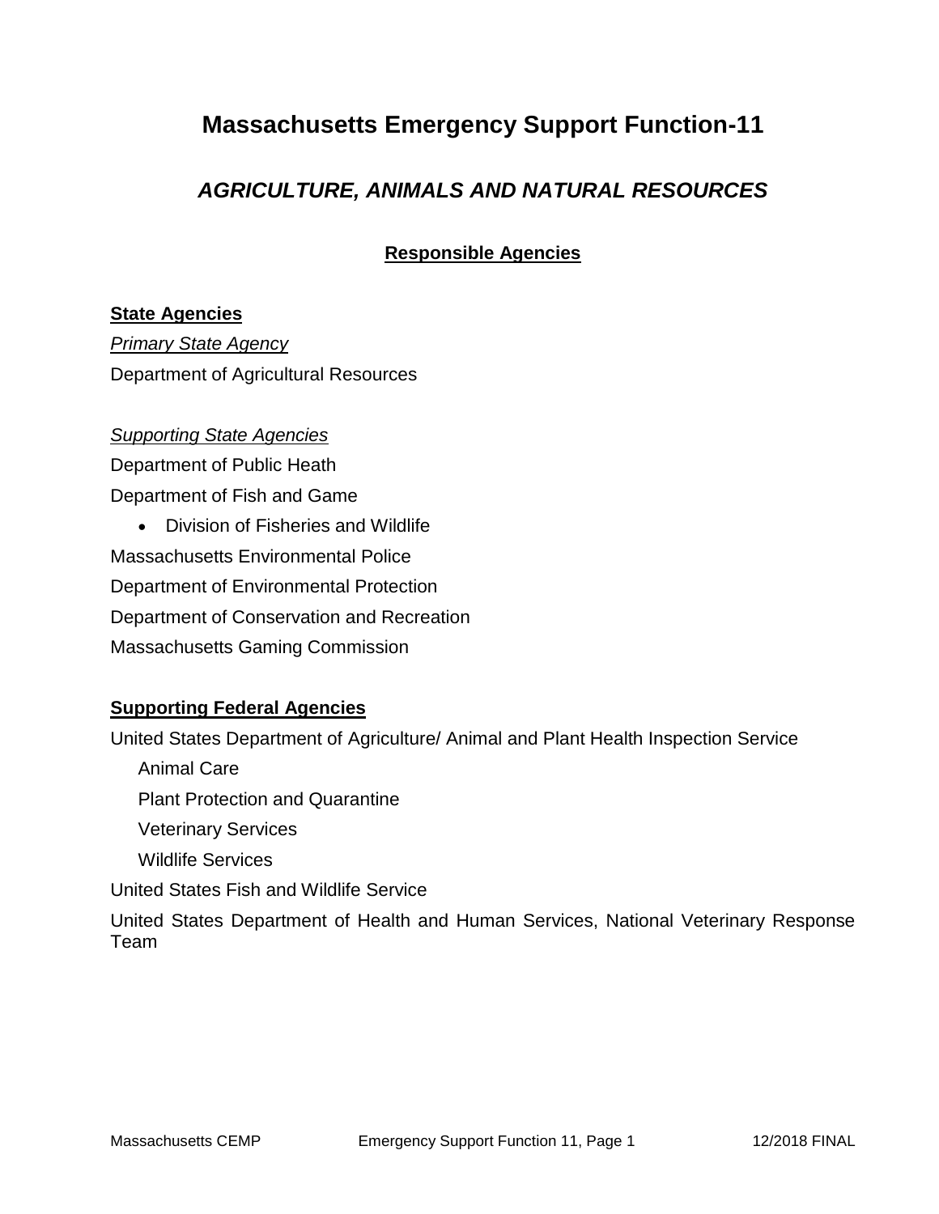# Massachusetts Emergency Support Function-11

## *AGRICULTURE, ANIMALS AND NATURAL RESOURCES*

### Responsible Agencies

**State Agencies**

*Primary State Agency*

Department of Agricultural Resources

*Supporting State Agencies*

Department of Public Heath

Department of Fish and Game

- Division of Fisheries and Wildlife

Massachusetts Environmental Police

Department of Environmental Protection

Department of Conservation and Recreation

Massachusetts Gaming Commission

**Supporting Federal Agencies**

United States Department of Agriculture/ Animal and Plant Health Inspection Service

Animal Care

Plant Protection and Quarantine

Veterinary Services

Wildlife Services

United States Fish and Wildlife Service

United States Department of Health and Human Services, National Veterinary Response Team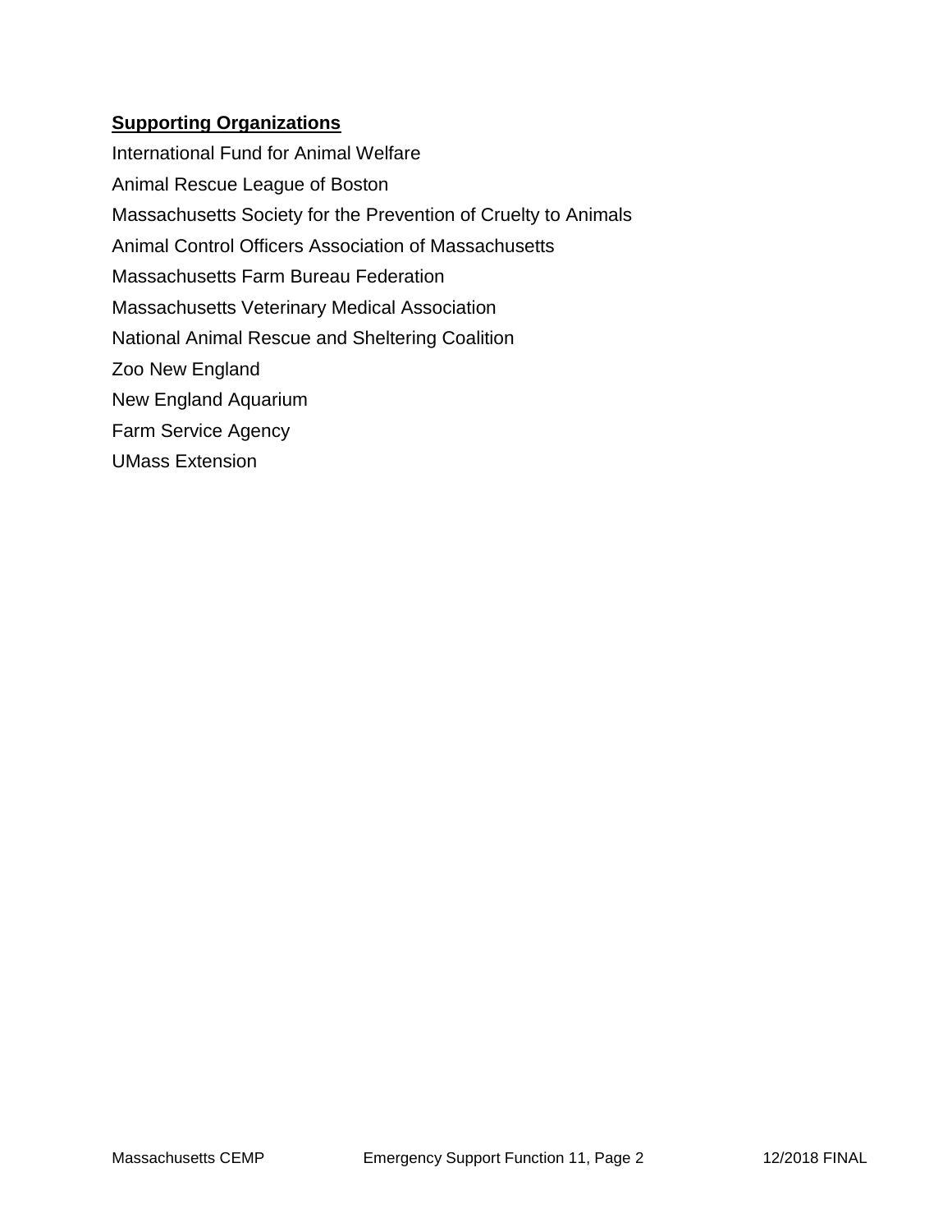**Supporting Organizations**

International Fund for Animal Welfare

Animal Rescue League of Boston

Massachusetts Society for the Prevention of Cruelty to Animals

Animal Control Officers Association of Massachusetts

Massachusetts Farm Bureau Federation

Massachusetts Veterinary Medical Association

National Animal Rescue and Sheltering Coalition

Zoo New England

New England Aquarium

Farm Service Agency

UMass Extension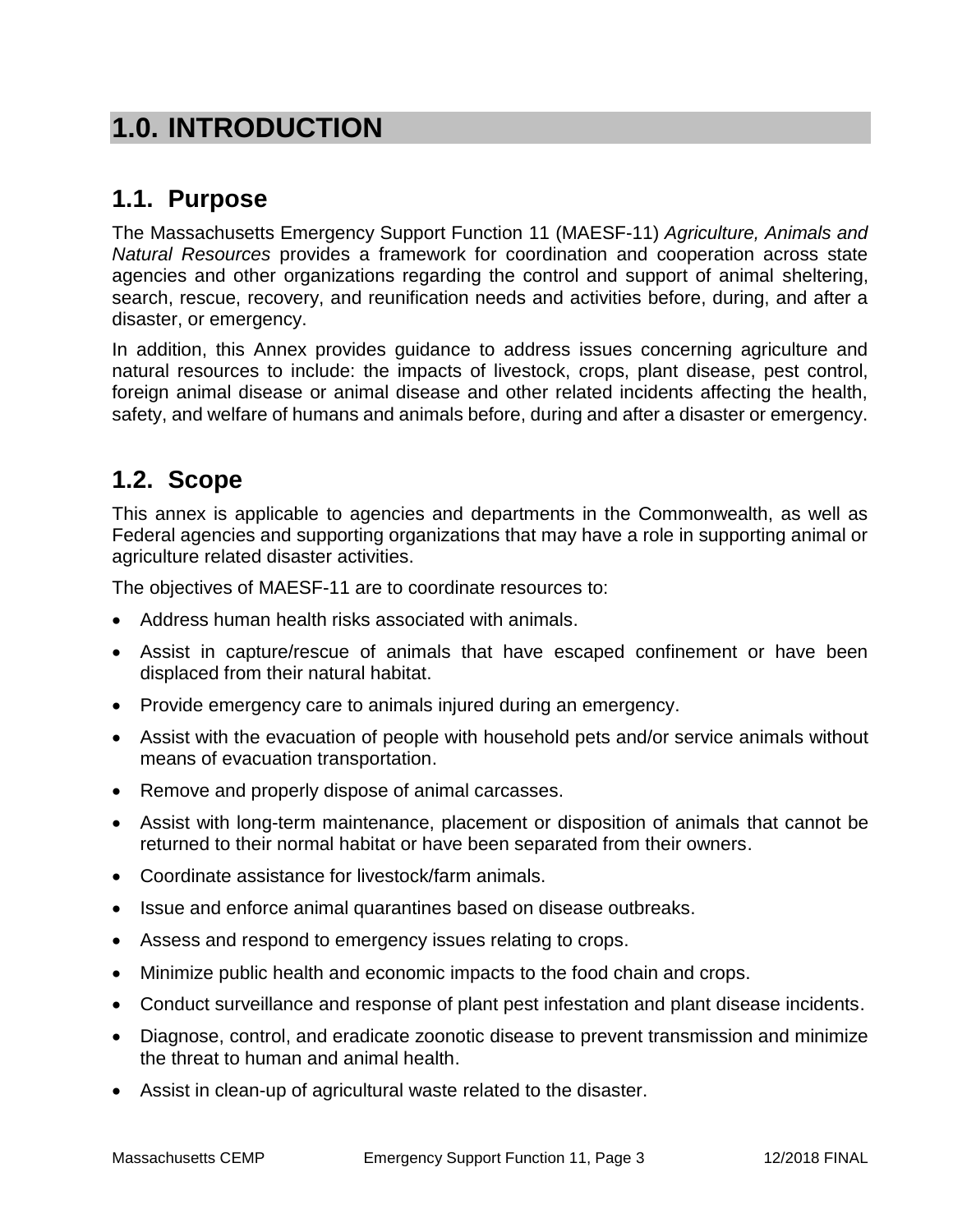# 1.0. INTRODUCTION

## 1.1. Purpose

The Massachusetts Emergency Support Function 11 (MAESF-11) *Agriculture, Animals and Natural Resources* provides a framework for coordination and cooperation across state agencies and other organizations regarding the control and support of animal sheltering, search, rescue, recovery, and reunification needs and activities before, during, and after a disaster, or emergency.

In addition, this Annex provides guidance to address issues concerning agriculture and natural resources to include: the impacts of livestock, crops, plant disease, pest control, foreign animal disease or animal disease and other related incidents affecting the health, safety, and welfare of humans and animals before, during and after a disaster or emergency.

## 1.2. Scope

This annex is applicable to agencies and departments in the Commonwealth, as well as Federal agencies and supporting organizations that may have a role in supporting animal or agriculture related disaster activities.

The objectives of MAESF-11 are to coordinate resources to:

- Address human health risks associated with animals.
- Assist in capture/rescue of animals that have escaped confinement or have been displaced from their natural habitat.
- Provide emergency care to animals injured during an emergency.
- Assist with the evacuation of people with household pets and/or service animals without means of evacuation transportation.
- Remove and properly dispose of animal carcasses.
- Assist with long-term maintenance, placement or disposition of animals that cannot be returned to their normal habitat or have been separated from their owners.
- Coordinate assistance for livestock/farm animals.
- Issue and enforce animal quarantines based on disease outbreaks.
- Assess and respond to emergency issues relating to crops.
- Minimize public health and economic impacts to the food chain and crops.
- Conduct surveillance and response of plant pest infestation and plant disease incidents.
- Diagnose, control, and eradicate zoonotic disease to prevent transmission and minimize the threat to human and animal health.
- Assist in clean-up of agricultural waste related to the disaster.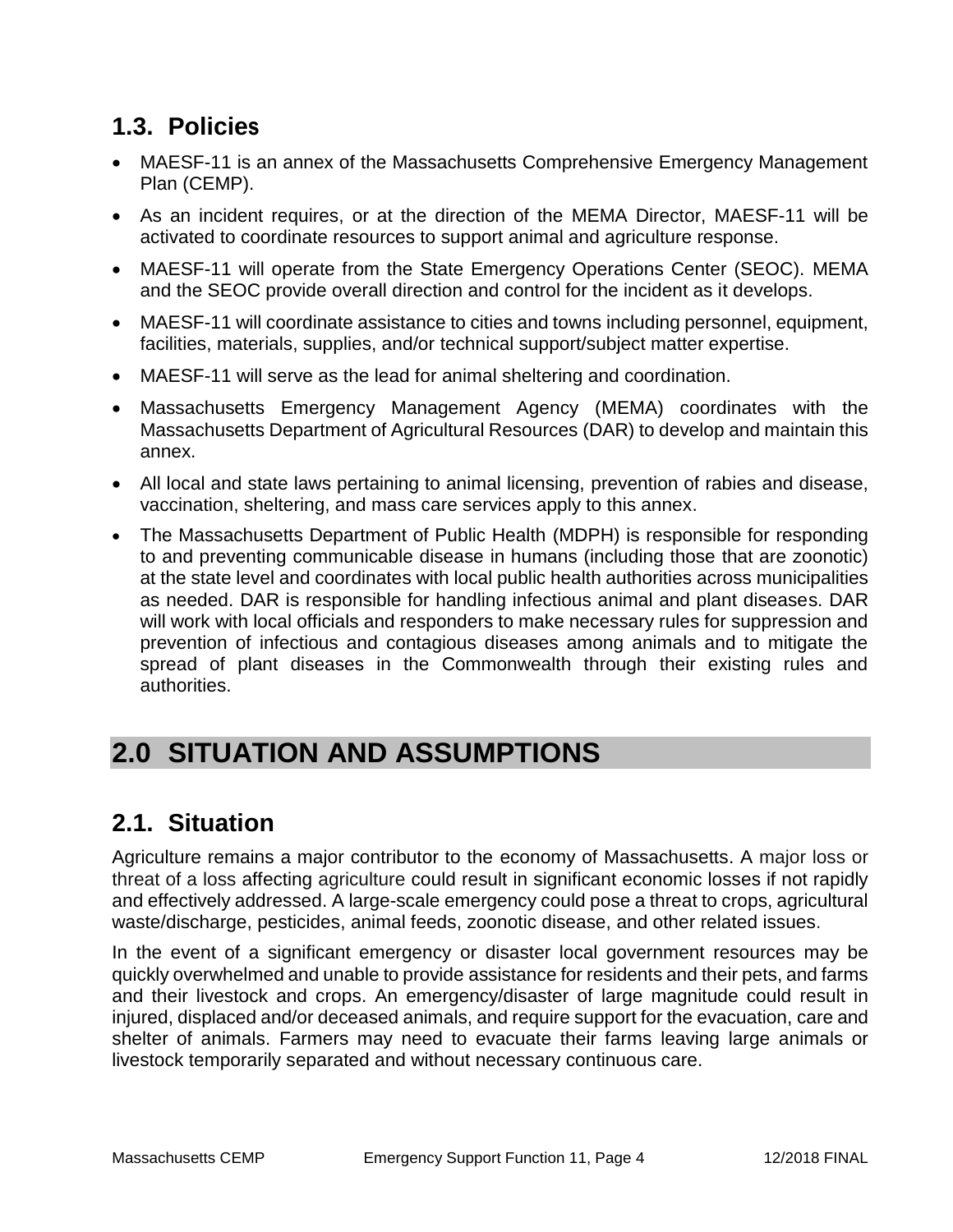## 1.3. Policies

- MAESF-11 is an annex of the Massachusetts Comprehensive Emergency Management Plan (CEMP).
- As an incident requires, or at the direction of the MEMA Director, MAESF-11 will be activated to coordinate resources to support animal and agriculture response.
- MAESF-11 will operate from the State Emergency Operations Center (SEOC). MEMA and the SEOC provide overall direction and control for the incident as it develops.
- MAESF-11 will coordinate assistance to cities and towns including personnel, equipment, facilities, materials, supplies, and/or technical support/subject matter expertise.
- MAESF-11 will serve as the lead for animal sheltering and coordination.
- Massachusetts Emergency Management Agency (MEMA) coordinates with the Massachusetts Department of Agricultural Resources (DAR) to develop and maintain this annex.
- All local and state laws pertaining to animal licensing, prevention of rabies and disease, vaccination, sheltering, and mass care services apply to this annex.
- The Massachusetts Department of Public Health (MDPH) is responsible for responding to and preventing communicable disease in humans (including those that are zoonotic) at the state level and coordinates with local public health authorities across municipalities as needed. DAR is responsible for handling infectious animal and plant diseases. DAR will work with local officials and responders to make necessary rules for suppression and prevention of infectious and contagious diseases among animals and to mitigate the spread of plant diseases in the Commonwealth through their existing rules and authorities.

# 2.0 SITUATION AND ASSUMPTIONS

## 2.1. Situation

Agriculture remains a major contributor to the economy of Massachusetts. A major loss or threat of a loss affecting agriculture could result in significant economic losses if not rapidly and effectively addressed. A large-scale emergency could pose a threat to crops, agricultural waste/discharge, pesticides, animal feeds, zoonotic disease, and other related issues.

In the event of a significant emergency or disaster local government resources may be quickly overwhelmed and unable to provide assistance for residents and their pets, and farms and their livestock and crops. An emergency/disaster of large magnitude could result in injured, displaced and/or deceased animals, and require support for the evacuation, care and shelter of animals. Farmers may need to evacuate their farms leaving large animals or livestock temporarily separated and without necessary continuous care.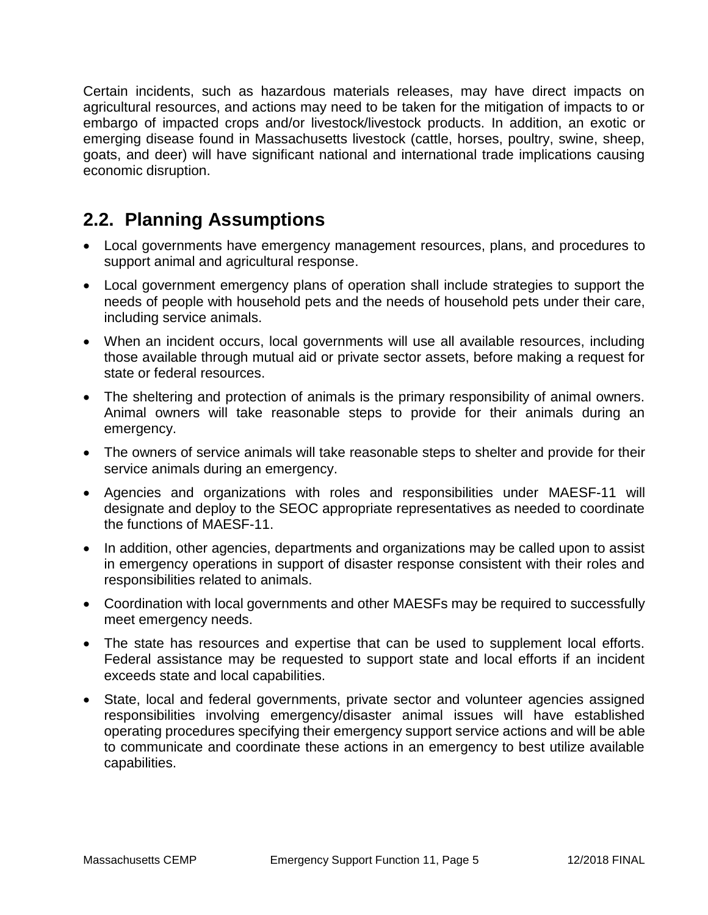Certain incidents, such as hazardous materials releases, may have direct impacts on agricultural resources, and actions may need to be taken for the mitigation of impacts to or embargo of impacted crops and/or livestock/livestock products. In addition, an exotic or emerging disease found in Massachusetts livestock (cattle, horses, poultry, swine, sheep, goats, and deer) will have significant national and international trade implications causing economic disruption.

## 2.2. Planning Assumptions

- Local governments have emergency management resources, plans, and procedures to support animal and agricultural response.
- Local government emergency plans of operation shall include strategies to support the needs of people with household pets and the needs of household pets under their care, including service animals.
- When an incident occurs, local governments will use all available resources, including those available through mutual aid or private sector assets, before making a request for state or federal resources.
- The sheltering and protection of animals is the primary responsibility of animal owners. Animal owners will take reasonable steps to provide for their animals during an emergency.
- The owners of service animals will take reasonable steps to shelter and provide for their service animals during an emergency.
- Agencies and organizations with roles and responsibilities under MAESF-11 will designate and deploy to the SEOC appropriate representatives as needed to coordinate the functions of MAESF-11.
- In addition, other agencies, departments and organizations may be called upon to assist in emergency operations in support of disaster response consistent with their roles and responsibilities related to animals.
- Coordination with local governments and other MAESFs may be required to successfully meet emergency needs.
- The state has resources and expertise that can be used to supplement local efforts. Federal assistance may be requested to support state and local efforts if an incident exceeds state and local capabilities.
- State, local and federal governments, private sector and volunteer agencies assigned responsibilities involving emergency/disaster animal issues will have established operating procedures specifying their emergency support service actions and will be able to communicate and coordinate these actions in an emergency to best utilize available capabilities.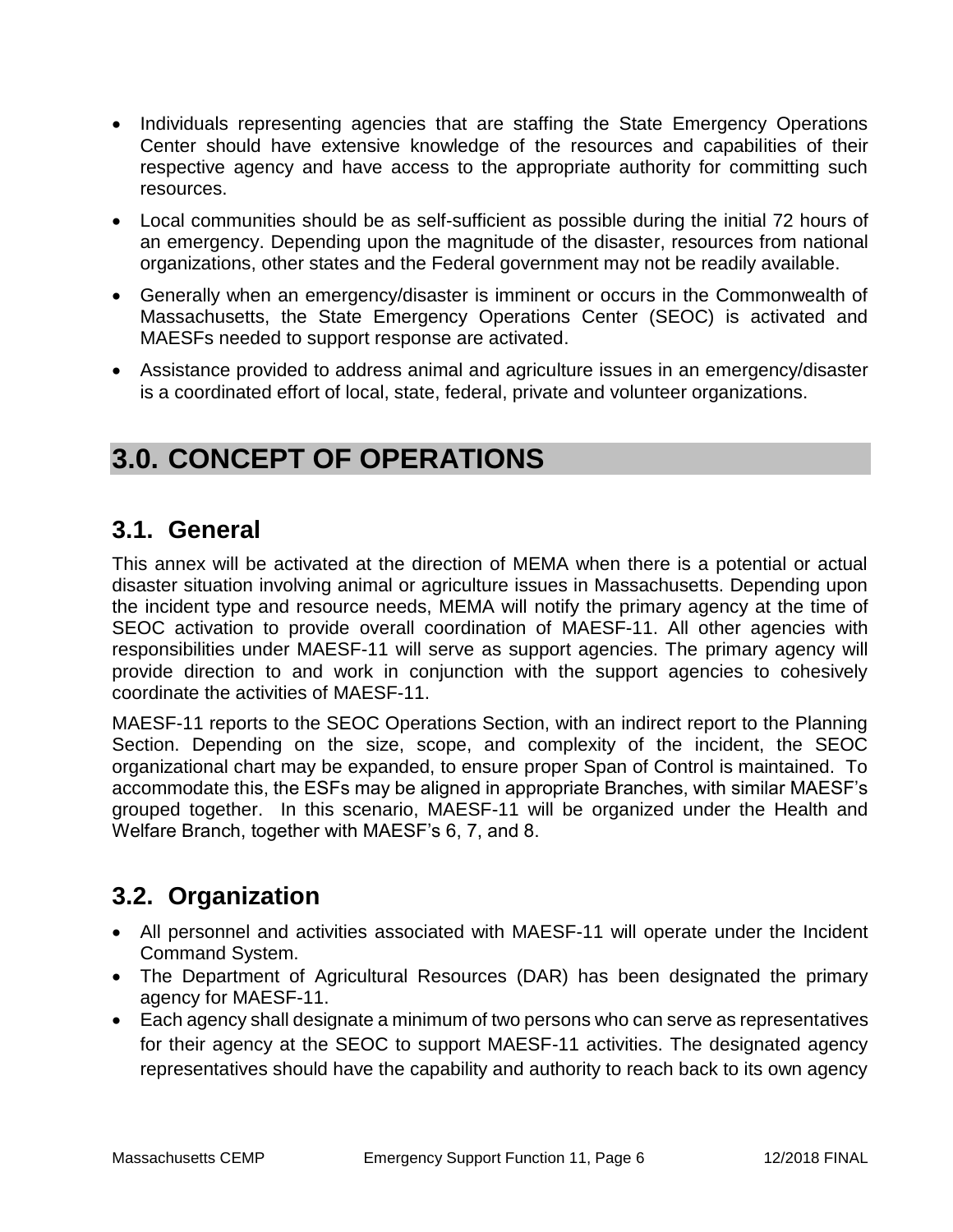- Individuals representing agencies that are staffing the State Emergency Operations Center should have extensive knowledge of the resources and capabilities of their respective agency and have access to the appropriate authority for committing such resources.
- Local communities should be as self-sufficient as possible during the initial 72 hours of an emergency. Depending upon the magnitude of the disaster, resources from national organizations, other states and the Federal government may not be readily available.
- Generally when an emergency/disaster is imminent or occurs in the Commonwealth of Massachusetts, the State Emergency Operations Center (SEOC) is activated and MAESFs needed to support response are activated.
- Assistance provided to address animal and agriculture issues in an emergency/disaster is a coordinated effort of local, state, federal, private and volunteer organizations.

# 3.0. CONCEPT OF OPERATIONS

## 3.1. General

This annex will be activated at the direction of MEMA when there is a potential or actual disaster situation involving animal or agriculture issues in Massachusetts. Depending upon the incident type and resource needs, MEMA will notify the primary agency at the time of SEOC activation to provide overall coordination of MAESF-11. All other agencies with responsibilities under MAESF-11 will serve as support agencies. The primary agency will provide direction to and work in conjunction with the support agencies to cohesively coordinate the activities of MAESF-11.

MAESF-11 reports to the SEOC Operations Section, with an indirect report to the Planning Section. Depending on the size, scope, and complexity of the incident, the SEOC organizational chart may be expanded, to ensure proper Span of Control is maintained. To accommodate this, the ESFs may be aligned in appropriate Branches, with similar MAESF's grouped together. In this scenario, MAESF-11 will be organized under the Health and Welfare Branch, together with MAESF's 6, 7, and 8.

## 3.2. Organization

- All personnel and activities associated with MAESF-11 will operate under the Incident Command System.
- The Department of Agricultural Resources (DAR) has been designated the primary agency for MAESF-11.
- Each agency shall designate a minimum of two persons who can serve as representatives for their agency at the SEOC to support MAESF-11 activities. The designated agency representatives should have the capability and authority to reach back to its own agency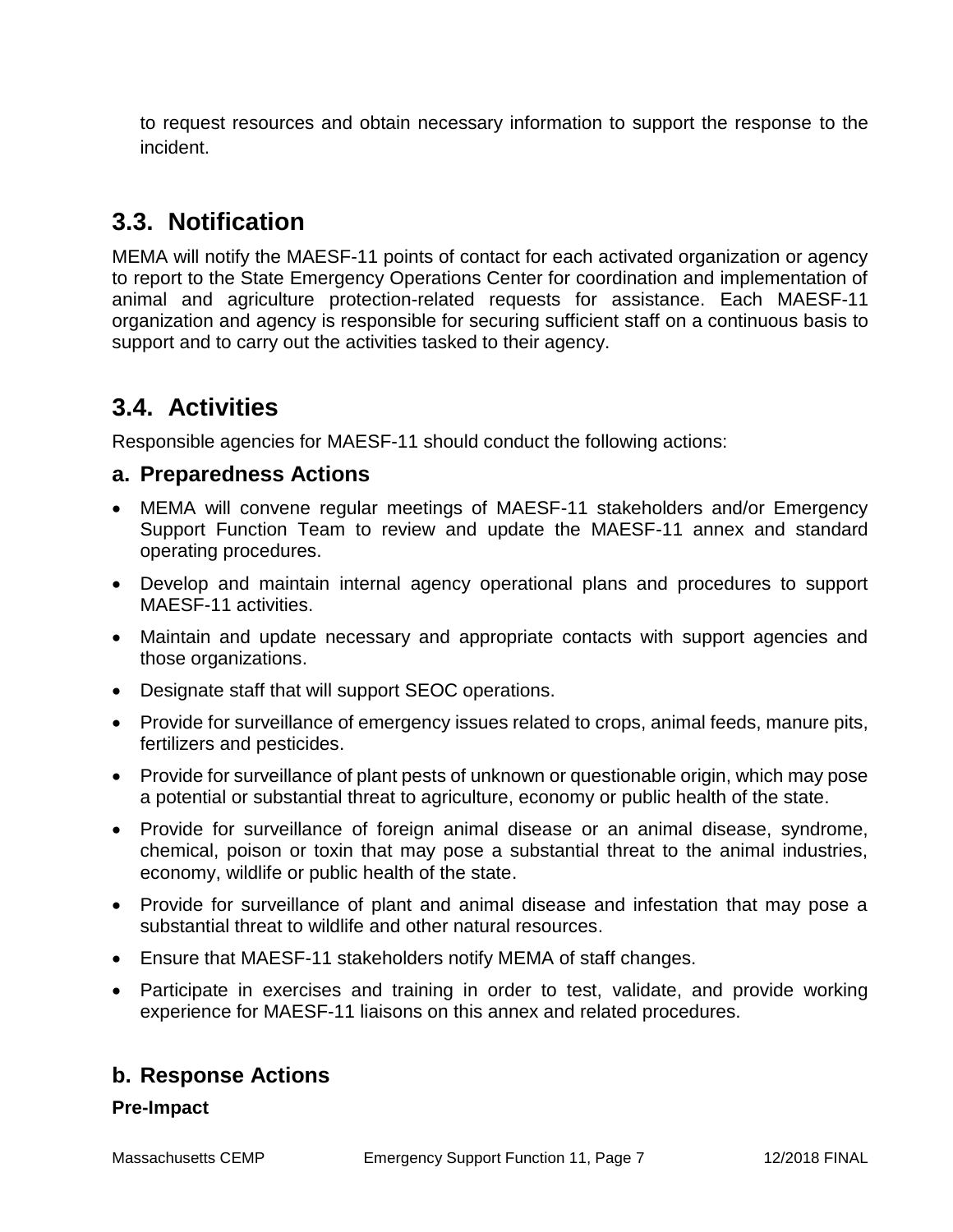to request resources and obtain necessary information to support the response to the incident.

## 3.3. Notification

MEMA will notify the MAESF-11 points of contact for each activated organization or agency to report to the State Emergency Operations Center for coordination and implementation of animal and agriculture protection-related requests for assistance. Each MAESF-11 organization and agency is responsible for securing sufficient staff on a continuous basis to support and to carry out the activities tasked to their agency.

## 3.4. Activities

Responsible agencies for MAESF-11 should conduct the following actions:

### a. Preparedness Actions

- MEMA will convene regular meetings of MAESF-11 stakeholders and/or Emergency Support Function Team to review and update the MAESF-11 annex and standard operating procedures.
- Develop and maintain internal agency operational plans and procedures to support MAESF-11 activities.
- Maintain and update necessary and appropriate contacts with support agencies and those organizations.
- Designate staff that will support SEOC operations.
- Provide for surveillance of emergency issues related to crops, animal feeds, manure pits, fertilizers and pesticides.
- Provide for surveillance of plant pests of unknown or questionable origin, which may pose a potential or substantial threat to agriculture, economy or public health of the state.
- Provide for surveillance of foreign animal disease or an animal disease, syndrome, chemical, poison or toxin that may pose a substantial threat to the animal industries, economy, wildlife or public health of the state.
- Provide for surveillance of plant and animal disease and infestation that may pose a substantial threat to wildlife and other natural resources.
- Ensure that MAESF-11 stakeholders notify MEMA of staff changes.
- Participate in exercises and training in order to test, validate, and provide working experience for MAESF-11 liaisons on this annex and related procedures.

### b. Response Actions

**Pre-Impact**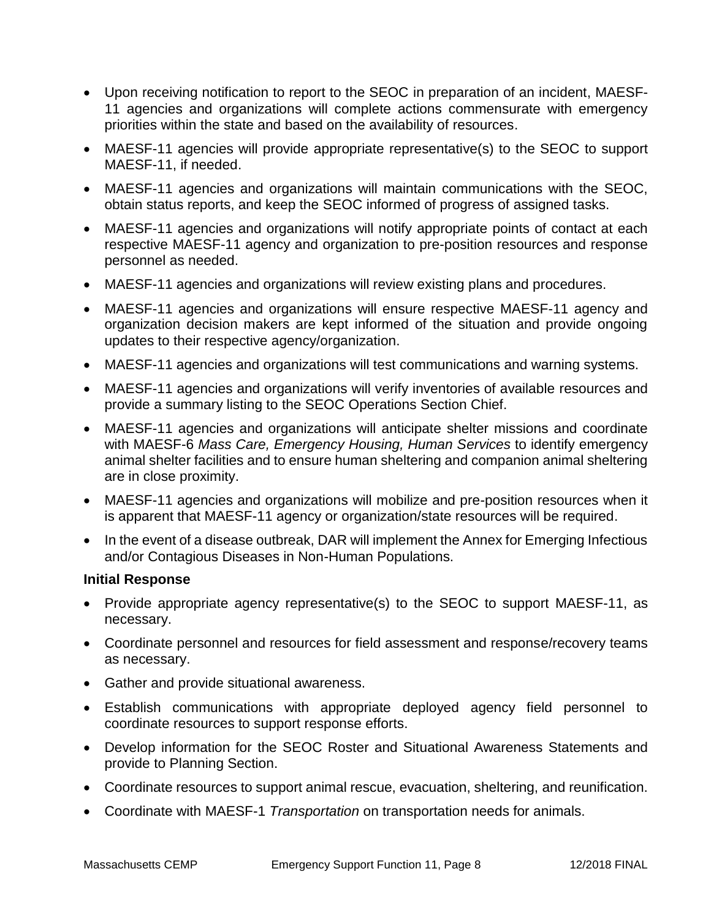- Upon receiving notification to report to the SEOC in preparation of an incident, MAESF-11 agencies and organizations will complete actions commensurate with emergency priorities within the state and based on the availability of resources.
- MAESF-11 agencies will provide appropriate representative(s) to the SEOC to support MAESF-11, if needed.
- MAESF-11 agencies and organizations will maintain communications with the SEOC, obtain status reports, and keep the SEOC informed of progress of assigned tasks.
- MAESF-11 agencies and organizations will notify appropriate points of contact at each respective MAESF-11 agency and organization to pre-position resources and response personnel as needed.
- MAESF-11 agencies and organizations will review existing plans and procedures.
- MAESF-11 agencies and organizations will ensure respective MAESF-11 agency and organization decision makers are kept informed of the situation and provide ongoing updates to their respective agency/organization.
- MAESF-11 agencies and organizations will test communications and warning systems.
- MAESF-11 agencies and organizations will verify inventories of available resources and provide a summary listing to the SEOC Operations Section Chief.
- MAESF-11 agencies and organizations will anticipate shelter missions and coordinate with MAESF-6 *Mass Care, Emergency Housing, Human Services* to identify emergency animal shelter facilities and to ensure human sheltering and companion animal sheltering are in close proximity.
- MAESF-11 agencies and organizations will mobilize and pre-position resources when it is apparent that MAESF-11 agency or organization/state resources will be required.
- In the event of a disease outbreak, DAR will implement the Annex for Emerging Infectious and/or Contagious Diseases in Non-Human Populations.

**Initial Response**

- Provide appropriate agency representative(s) to the SEOC to support MAESF-11, as necessary.
- Coordinate personnel and resources for field assessment and response/recovery teams as necessary.
- Gather and provide situational awareness.
- Establish communications with appropriate deployed agency field personnel to coordinate resources to support response efforts.
- Develop information for the SEOC Roster and Situational Awareness Statements and provide to Planning Section.
- Coordinate resources to support animal rescue, evacuation, sheltering, and reunification.
- Coordinate with MAESF-1 *Transportation* on transportation needs for animals.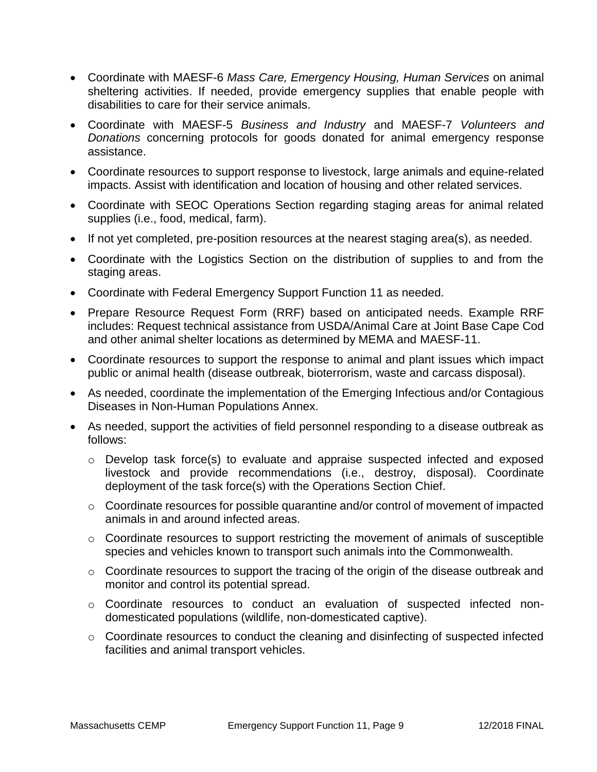- Coordinate with MAESF-6 *Mass Care, Emergency Housing, Human Services* on animal sheltering activities. If needed, provide emergency supplies that enable people with disabilities to care for their service animals.
- Coordinate with MAESF-5 *Business and Industry* and MAESF-7 *Volunteers and Donations* concerning protocols for goods donated for animal emergency response assistance.
- Coordinate resources to support response to livestock, large animals and equine-related impacts. Assist with identification and location of housing and other related services.
- Coordinate with SEOC Operations Section regarding staging areas for animal related supplies (i.e., food, medical, farm).
- If not yet completed, pre-position resources at the nearest staging area(s), as needed.
- Coordinate with the Logistics Section on the distribution of supplies to and from the staging areas.
- Coordinate with Federal Emergency Support Function 11 as needed.
- Prepare Resource Request Form (RRF) based on anticipated needs. Example RRF includes: Request technical assistance from USDA/Animal Care at Joint Base Cape Cod and other animal shelter locations as determined by MEMA and MAESF-11.
- Coordinate resources to support the response to animal and plant issues which impact public or animal health (disease outbreak, bioterrorism, waste and carcass disposal).
- As needed, coordinate the implementation of the Emerging Infectious and/or Contagious Diseases in Non-Human Populations Annex.
- As needed, support the activities of field personnel responding to a disease outbreak as follows:
  - Develop task force(s) to evaluate and appraise suspected infected and exposed livestock and provide recommendations (i.e., destroy, disposal). Coordinate deployment of the task force(s) with the Operations Section Chief.
  - Coordinate resources for possible quarantine and/or control of movement of impacted animals in and around infected areas.
  - Coordinate resources to support restricting the movement of animals of susceptible species and vehicles known to transport such animals into the Commonwealth.
  - Coordinate resources to support the tracing of the origin of the disease outbreak and monitor and control its potential spread.
  - Coordinate resources to conduct an evaluation of suspected infected non-domesticated populations (wildlife, non-domesticated captive).
  - Coordinate resources to conduct the cleaning and disinfecting of suspected infected facilities and animal transport vehicles.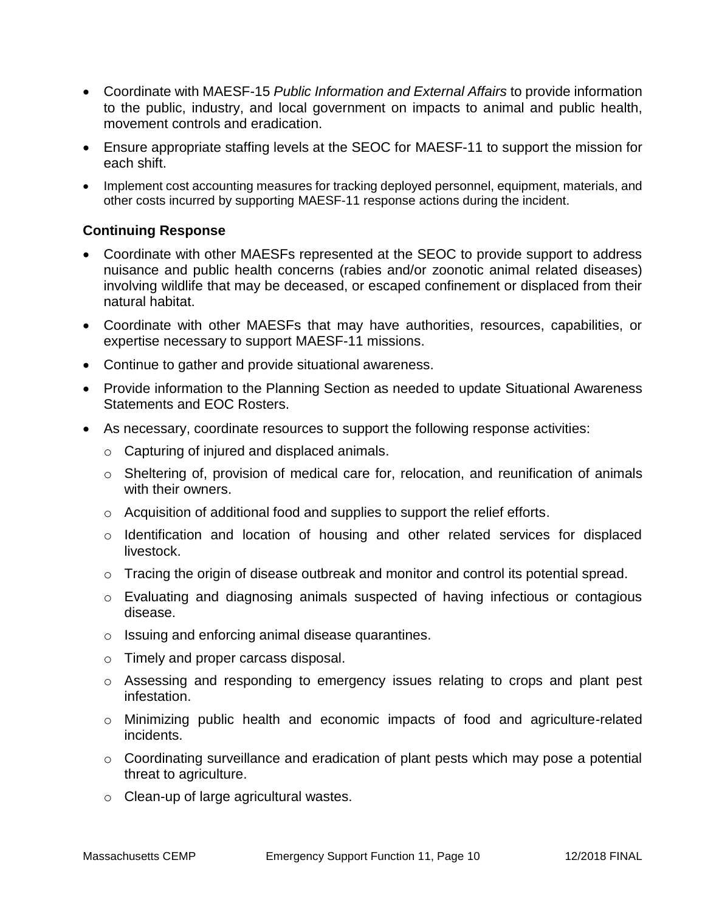- Coordinate with MAESF-15 *Public Information and External Affairs* to provide information to the public, industry, and local government on impacts to animal and public health, movement controls and eradication.
- Ensure appropriate staffing levels at the SEOC for MAESF-11 to support the mission for each shift.
- Implement cost accounting measures for tracking deployed personnel, equipment, materials, and other costs incurred by supporting MAESF-11 response actions during the incident.

### Continuing Response

- Coordinate with other MAESFs represented at the SEOC to provide support to address nuisance and public health concerns (rabies and/or zoonotic animal related diseases) involving wildlife that may be deceased, or escaped confinement or displaced from their natural habitat.
- Coordinate with other MAESFs that may have authorities, resources, capabilities, or expertise necessary to support MAESF-11 missions.
- Continue to gather and provide situational awareness.
- Provide information to the Planning Section as needed to update Situational Awareness Statements and EOC Rosters.
- As necessary, coordinate resources to support the following response activities:
  - Capturing of injured and displaced animals.
  - Sheltering of, provision of medical care for, relocation, and reunification of animals with their owners.
  - Acquisition of additional food and supplies to support the relief efforts.
  - Identification and location of housing and other related services for displaced livestock.
  - Tracing the origin of disease outbreak and monitor and control its potential spread.
  - Evaluating and diagnosing animals suspected of having infectious or contagious disease.
  - Issuing and enforcing animal disease quarantines.
  - Timely and proper carcass disposal.
  - Assessing and responding to emergency issues relating to crops and plant pest infestation.
  - Minimizing public health and economic impacts of food and agriculture-related incidents.
  - Coordinating surveillance and eradication of plant pests which may pose a potential threat to agriculture.
  - Clean-up of large agricultural wastes.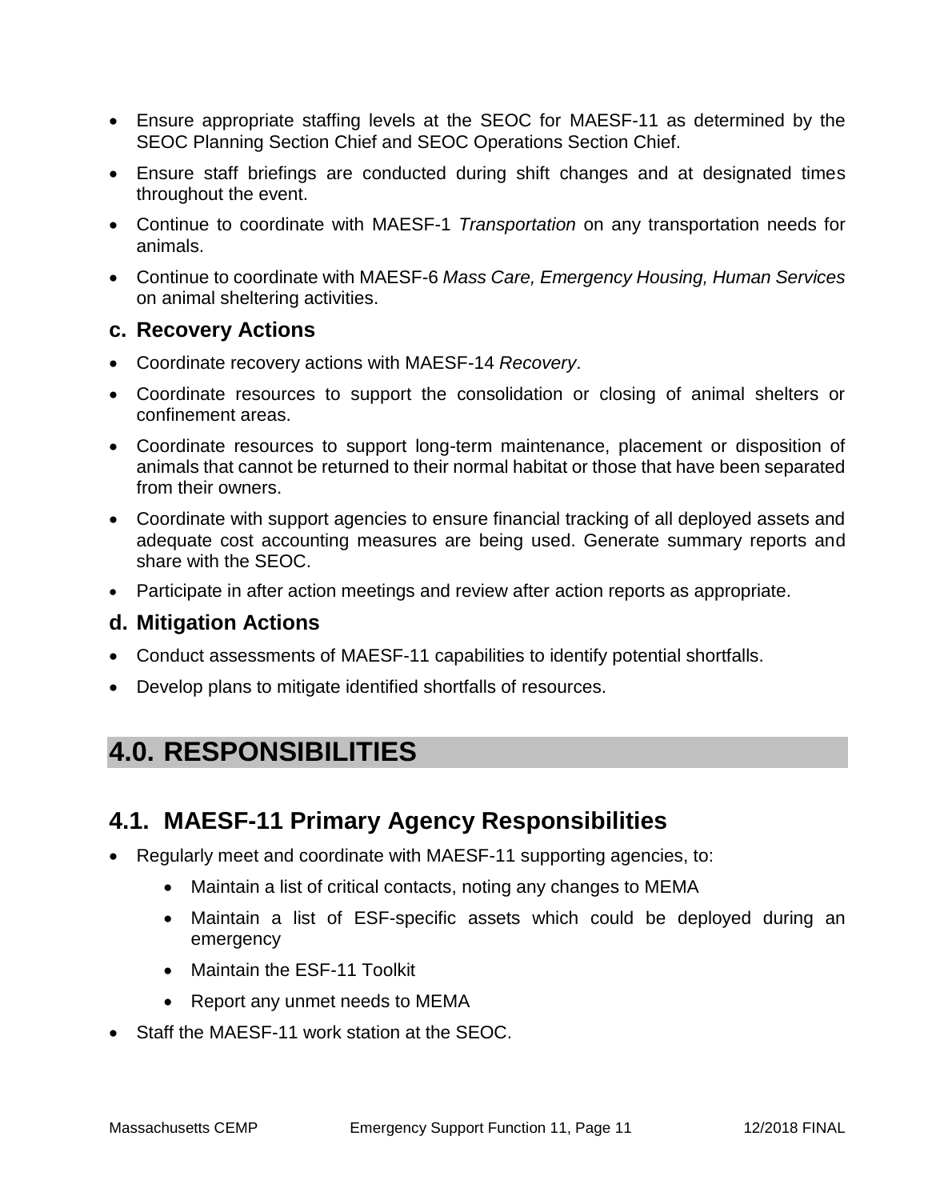- Ensure appropriate staffing levels at the SEOC for MAESF-11 as determined by the SEOC Planning Section Chief and SEOC Operations Section Chief.
- Ensure staff briefings are conducted during shift changes and at designated times throughout the event.
- Continue to coordinate with MAESF-1 *Transportation* on any transportation needs for animals.
- Continue to coordinate with MAESF-6 *Mass Care, Emergency Housing, Human Services* on animal sheltering activities.

### c. Recovery Actions

- Coordinate recovery actions with MAESF-14 *Recovery*.
- Coordinate resources to support the consolidation or closing of animal shelters or confinement areas.
- Coordinate resources to support long-term maintenance, placement or disposition of animals that cannot be returned to their normal habitat or those that have been separated from their owners.
- Coordinate with support agencies to ensure financial tracking of all deployed assets and adequate cost accounting measures are being used. Generate summary reports and share with the SEOC.
- Participate in after action meetings and review after action reports as appropriate.

### d. Mitigation Actions

- Conduct assessments of MAESF-11 capabilities to identify potential shortfalls.
- Develop plans to mitigate identified shortfalls of resources.

# 4.0. RESPONSIBILITIES

## 4.1. MAESF-11 Primary Agency Responsibilities

- Regularly meet and coordinate with MAESF-11 supporting agencies, to:
  - Maintain a list of critical contacts, noting any changes to MEMA
  - Maintain a list of ESF-specific assets which could be deployed during an emergency
  - Maintain the ESF-11 Toolkit
  - Report any unmet needs to MEMA
- Staff the MAESF-11 work station at the SEOC.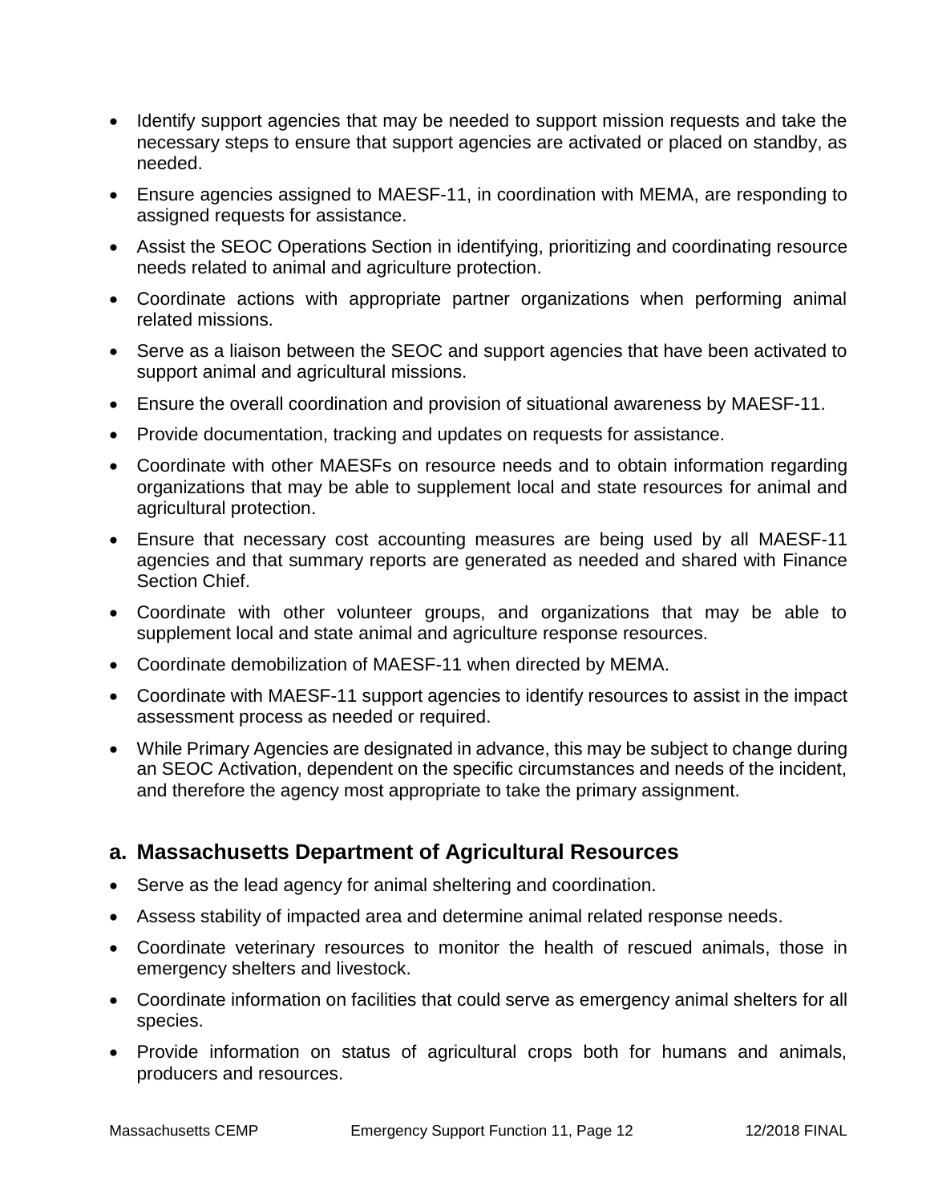- Identify support agencies that may be needed to support mission requests and take the necessary steps to ensure that support agencies are activated or placed on standby, as needed.
- Ensure agencies assigned to MAESF-11, in coordination with MEMA, are responding to assigned requests for assistance.
- Assist the SEOC Operations Section in identifying, prioritizing and coordinating resource needs related to animal and agriculture protection.
- Coordinate actions with appropriate partner organizations when performing animal related missions.
- Serve as a liaison between the SEOC and support agencies that have been activated to support animal and agricultural missions.
- Ensure the overall coordination and provision of situational awareness by MAESF-11.
- Provide documentation, tracking and updates on requests for assistance.
- Coordinate with other MAESFs on resource needs and to obtain information regarding organizations that may be able to supplement local and state resources for animal and agricultural protection.
- Ensure that necessary cost accounting measures are being used by all MAESF-11 agencies and that summary reports are generated as needed and shared with Finance Section Chief.
- Coordinate with other volunteer groups, and organizations that may be able to supplement local and state animal and agriculture response resources.
- Coordinate demobilization of MAESF-11 when directed by MEMA.
- Coordinate with MAESF-11 support agencies to identify resources to assist in the impact assessment process as needed or required.
- While Primary Agencies are designated in advance, this may be subject to change during an SEOC Activation, dependent on the specific circumstances and needs of the incident, and therefore the agency most appropriate to take the primary assignment.

## a. Massachusetts Department of Agricultural Resources

- Serve as the lead agency for animal sheltering and coordination.
- Assess stability of impacted area and determine animal related response needs.
- Coordinate veterinary resources to monitor the health of rescued animals, those in emergency shelters and livestock.
- Coordinate information on facilities that could serve as emergency animal shelters for all species.
- Provide information on status of agricultural crops both for humans and animals, producers and resources.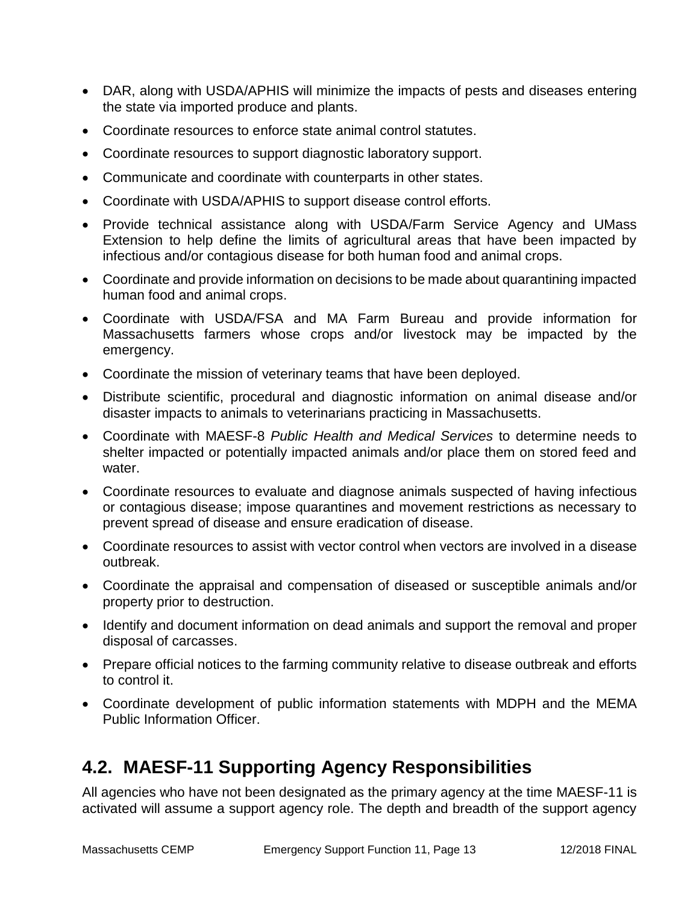- DAR, along with USDA/APHIS will minimize the impacts of pests and diseases entering the state via imported produce and plants.
- Coordinate resources to enforce state animal control statutes.
- Coordinate resources to support diagnostic laboratory support.
- Communicate and coordinate with counterparts in other states.
- Coordinate with USDA/APHIS to support disease control efforts.
- Provide technical assistance along with USDA/Farm Service Agency and UMass Extension to help define the limits of agricultural areas that have been impacted by infectious and/or contagious disease for both human food and animal crops.
- Coordinate and provide information on decisions to be made about quarantining impacted human food and animal crops.
- Coordinate with USDA/FSA and MA Farm Bureau and provide information for Massachusetts farmers whose crops and/or livestock may be impacted by the emergency.
- Coordinate the mission of veterinary teams that have been deployed.
- Distribute scientific, procedural and diagnostic information on animal disease and/or disaster impacts to animals to veterinarians practicing in Massachusetts.
- Coordinate with MAESF-8 *Public Health and Medical Services* to determine needs to shelter impacted or potentially impacted animals and/or place them on stored feed and water.
- Coordinate resources to evaluate and diagnose animals suspected of having infectious or contagious disease; impose quarantines and movement restrictions as necessary to prevent spread of disease and ensure eradication of disease.
- Coordinate resources to assist with vector control when vectors are involved in a disease outbreak.
- Coordinate the appraisal and compensation of diseased or susceptible animals and/or property prior to destruction.
- Identify and document information on dead animals and support the removal and proper disposal of carcasses.
- Prepare official notices to the farming community relative to disease outbreak and efforts to control it.
- Coordinate development of public information statements with MDPH and the MEMA Public Information Officer.

## 4.2. MAESF-11 Supporting Agency Responsibilities

All agencies who have not been designated as the primary agency at the time MAESF-11 is activated will assume a support agency role. The depth and breadth of the support agency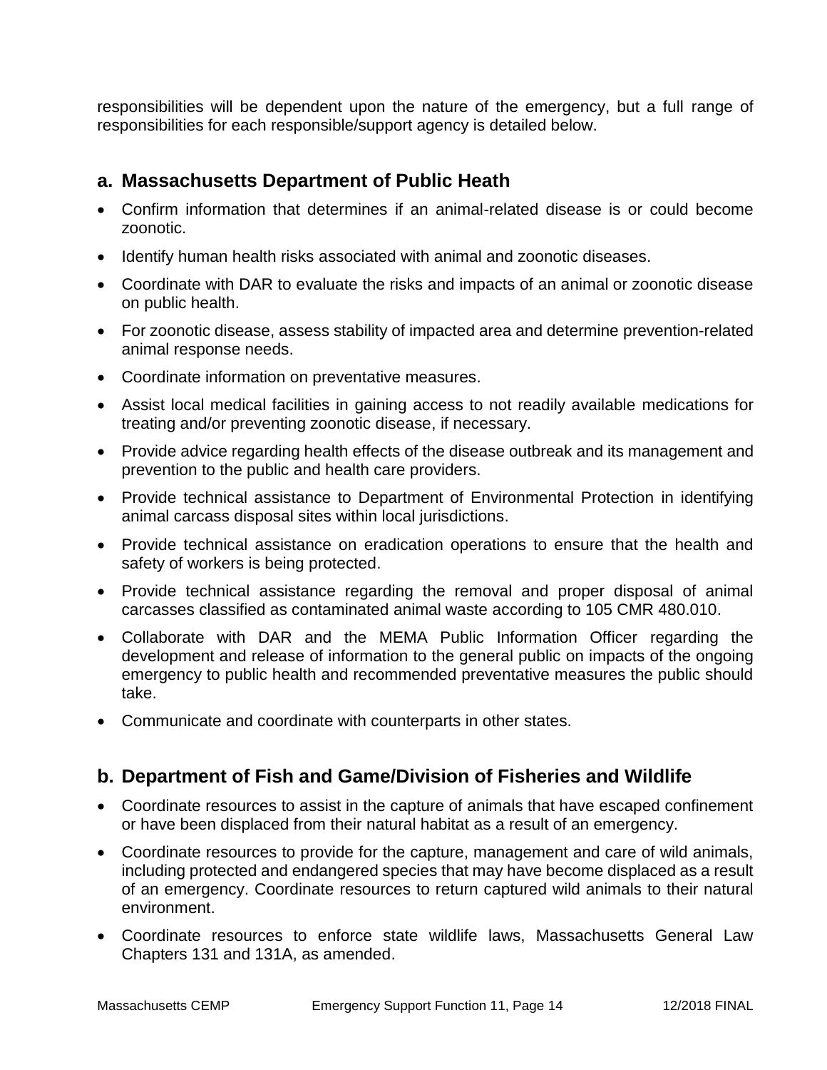responsibilities will be dependent upon the nature of the emergency, but a full range of responsibilities for each responsible/support agency is detailed below.

## a. Massachusetts Department of Public Heath

- Confirm information that determines if an animal-related disease is or could become zoonotic.
- Identify human health risks associated with animal and zoonotic diseases.
- Coordinate with DAR to evaluate the risks and impacts of an animal or zoonotic disease on public health.
- For zoonotic disease, assess stability of impacted area and determine prevention-related animal response needs.
- Coordinate information on preventative measures.
- Assist local medical facilities in gaining access to not readily available medications for treating and/or preventing zoonotic disease, if necessary.
- Provide advice regarding health effects of the disease outbreak and its management and prevention to the public and health care providers.
- Provide technical assistance to Department of Environmental Protection in identifying animal carcass disposal sites within local jurisdictions.
- Provide technical assistance on eradication operations to ensure that the health and safety of workers is being protected.
- Provide technical assistance regarding the removal and proper disposal of animal carcasses classified as contaminated animal waste according to 105 CMR 480.010.
- Collaborate with DAR and the MEMA Public Information Officer regarding the development and release of information to the general public on impacts of the ongoing emergency to public health and recommended preventative measures the public should take.
- Communicate and coordinate with counterparts in other states.

## b. Department of Fish and Game/Division of Fisheries and Wildlife

- Coordinate resources to assist in the capture of animals that have escaped confinement or have been displaced from their natural habitat as a result of an emergency.
- Coordinate resources to provide for the capture, management and care of wild animals, including protected and endangered species that may have become displaced as a result of an emergency. Coordinate resources to return captured wild animals to their natural environment.
- Coordinate resources to enforce state wildlife laws, Massachusetts General Law Chapters 131 and 131A, as amended.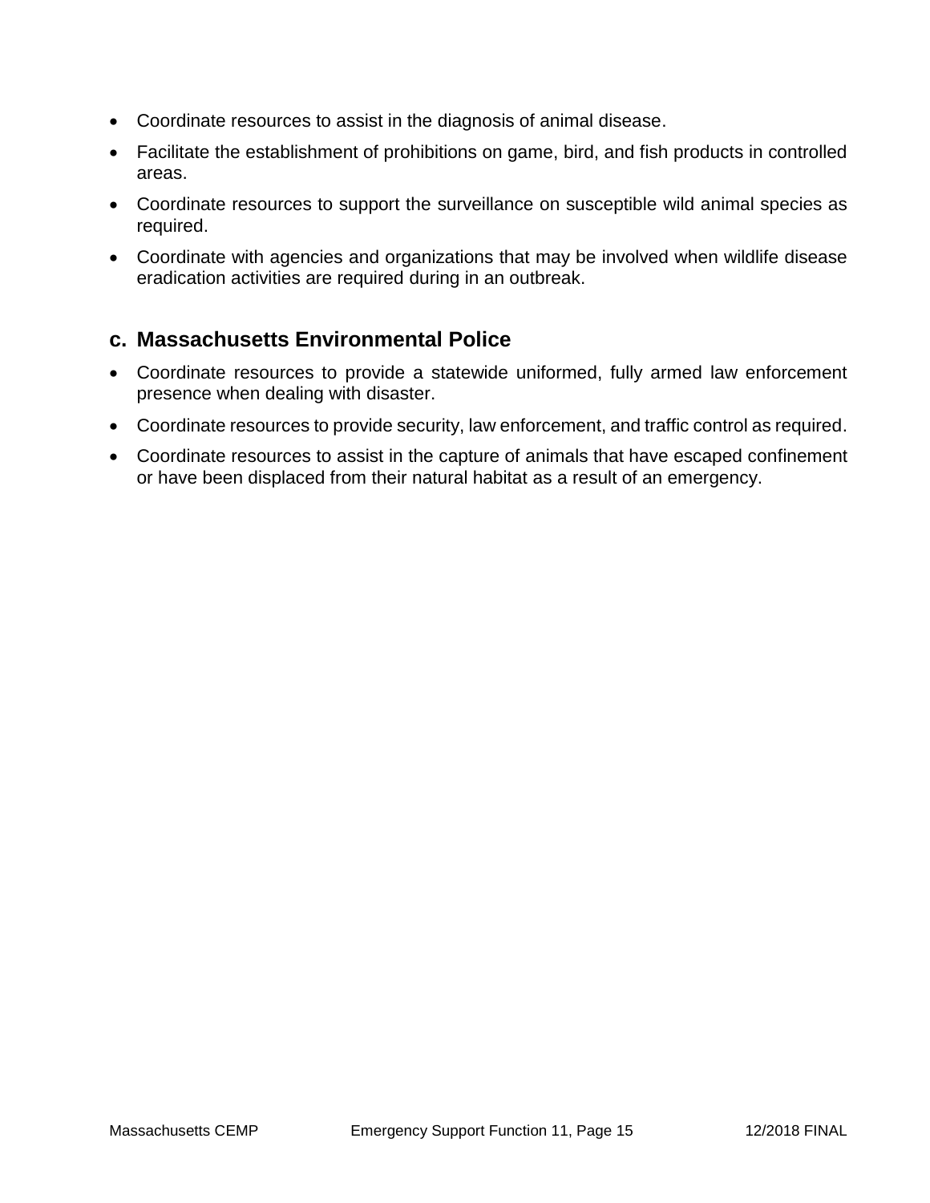- Coordinate resources to assist in the diagnosis of animal disease.
- Facilitate the establishment of prohibitions on game, bird, and fish products in controlled areas.
- Coordinate resources to support the surveillance on susceptible wild animal species as required.
- Coordinate with agencies and organizations that may be involved when wildlife disease eradication activities are required during in an outbreak.

### c. Massachusetts Environmental Police

- Coordinate resources to provide a statewide uniformed, fully armed law enforcement presence when dealing with disaster.
- Coordinate resources to provide security, law enforcement, and traffic control as required.
- Coordinate resources to assist in the capture of animals that have escaped confinement or have been displaced from their natural habitat as a result of an emergency.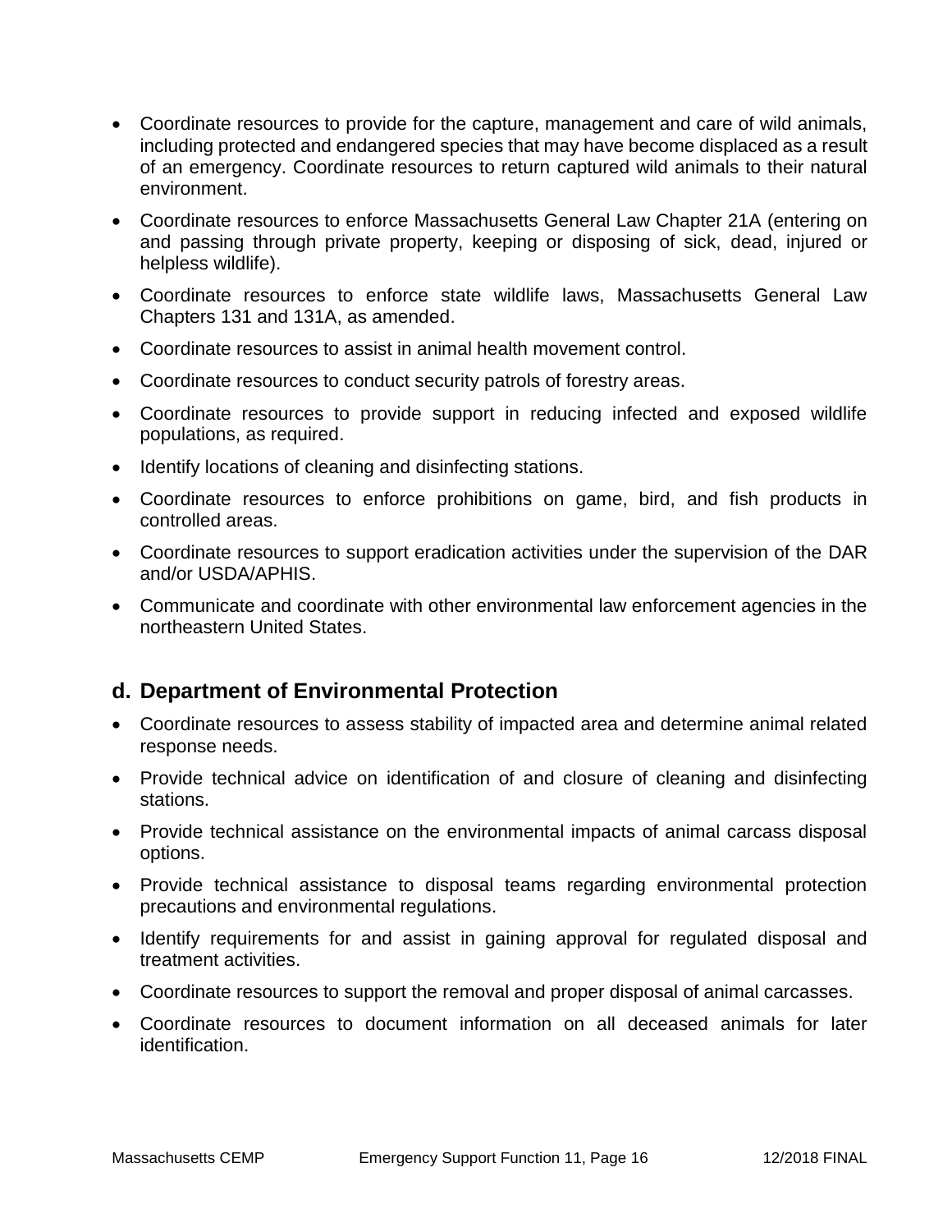- Coordinate resources to provide for the capture, management and care of wild animals, including protected and endangered species that may have become displaced as a result of an emergency. Coordinate resources to return captured wild animals to their natural environment.
- Coordinate resources to enforce Massachusetts General Law Chapter 21A (entering on and passing through private property, keeping or disposing of sick, dead, injured or helpless wildlife).
- Coordinate resources to enforce state wildlife laws, Massachusetts General Law Chapters 131 and 131A, as amended.
- Coordinate resources to assist in animal health movement control.
- Coordinate resources to conduct security patrols of forestry areas.
- Coordinate resources to provide support in reducing infected and exposed wildlife populations, as required.
- Identify locations of cleaning and disinfecting stations.
- Coordinate resources to enforce prohibitions on game, bird, and fish products in controlled areas.
- Coordinate resources to support eradication activities under the supervision of the DAR and/or USDA/APHIS.
- Communicate and coordinate with other environmental law enforcement agencies in the northeastern United States.

## d. Department of Environmental Protection

- Coordinate resources to assess stability of impacted area and determine animal related response needs.
- Provide technical advice on identification of and closure of cleaning and disinfecting stations.
- Provide technical assistance on the environmental impacts of animal carcass disposal options.
- Provide technical assistance to disposal teams regarding environmental protection precautions and environmental regulations.
- Identify requirements for and assist in gaining approval for regulated disposal and treatment activities.
- Coordinate resources to support the removal and proper disposal of animal carcasses.
- Coordinate resources to document information on all deceased animals for later identification.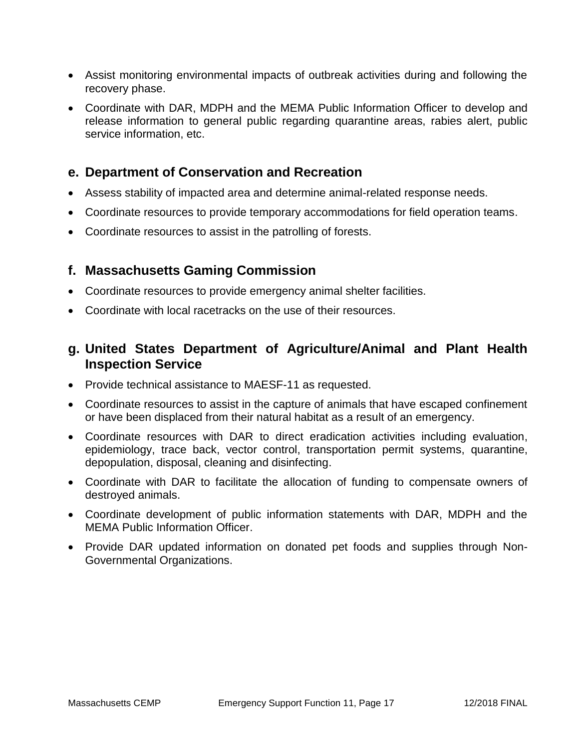- Assist monitoring environmental impacts of outbreak activities during and following the recovery phase.
- Coordinate with DAR, MDPH and the MEMA Public Information Officer to develop and release information to general public regarding quarantine areas, rabies alert, public service information, etc.

### e. Department of Conservation and Recreation

- Assess stability of impacted area and determine animal-related response needs.
- Coordinate resources to provide temporary accommodations for field operation teams.
- Coordinate resources to assist in the patrolling of forests.

### f. Massachusetts Gaming Commission

- Coordinate resources to provide emergency animal shelter facilities.
- Coordinate with local racetracks on the use of their resources.

### g. United States Department of Agriculture/Animal and Plant Health Inspection Service

- Provide technical assistance to MAESF-11 as requested.
- Coordinate resources to assist in the capture of animals that have escaped confinement or have been displaced from their natural habitat as a result of an emergency.
- Coordinate resources with DAR to direct eradication activities including evaluation, epidemiology, trace back, vector control, transportation permit systems, quarantine, depopulation, disposal, cleaning and disinfecting.
- Coordinate with DAR to facilitate the allocation of funding to compensate owners of destroyed animals.
- Coordinate development of public information statements with DAR, MDPH and the MEMA Public Information Officer.
- Provide DAR updated information on donated pet foods and supplies through Non-Governmental Organizations.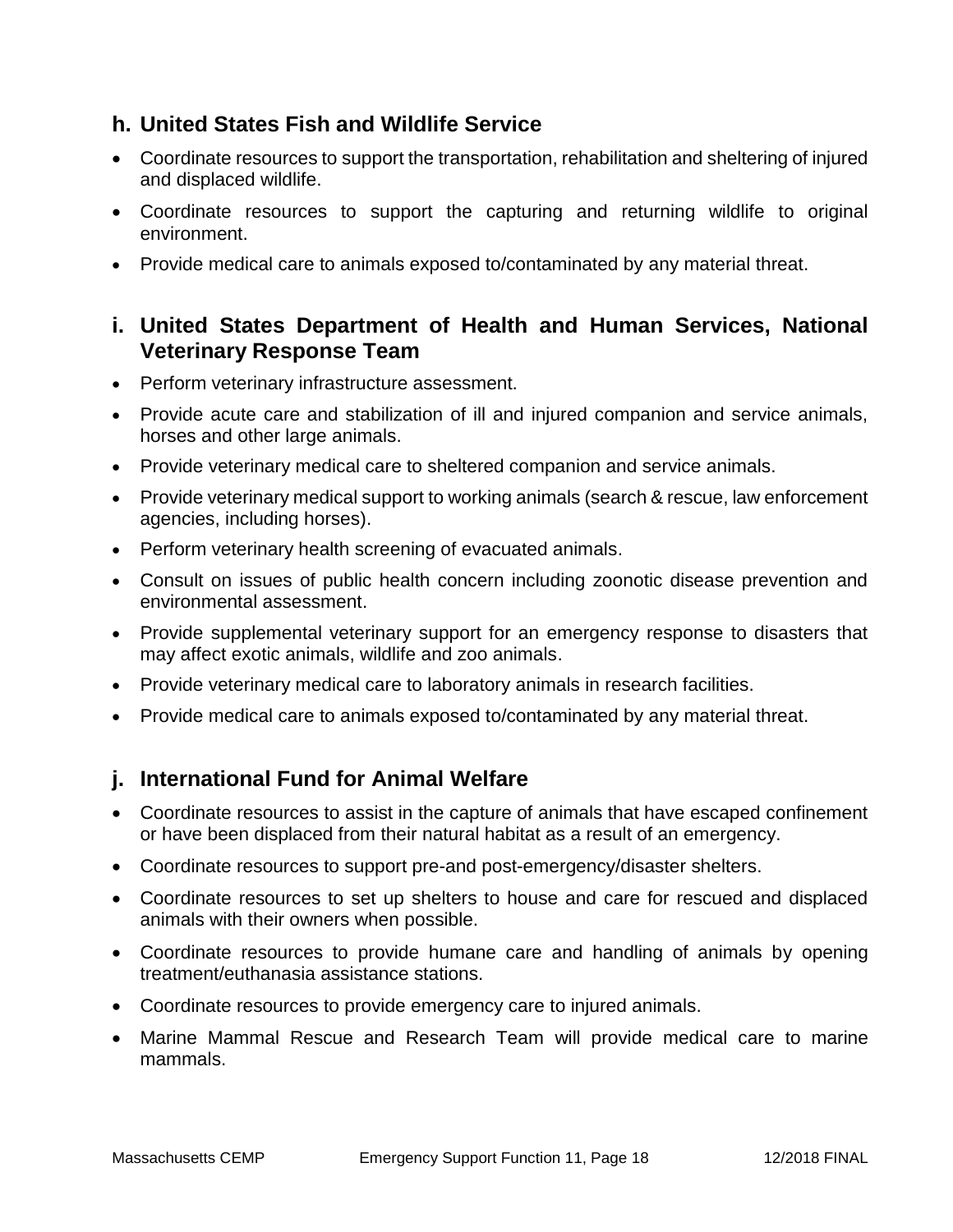### h. United States Fish and Wildlife Service

- Coordinate resources to support the transportation, rehabilitation and sheltering of injured and displaced wildlife.
- Coordinate resources to support the capturing and returning wildlife to original environment.
- Provide medical care to animals exposed to/contaminated by any material threat.

### i. United States Department of Health and Human Services, National Veterinary Response Team

- Perform veterinary infrastructure assessment.
- Provide acute care and stabilization of ill and injured companion and service animals, horses and other large animals.
- Provide veterinary medical care to sheltered companion and service animals.
- Provide veterinary medical support to working animals (search & rescue, law enforcement agencies, including horses).
- Perform veterinary health screening of evacuated animals.
- Consult on issues of public health concern including zoonotic disease prevention and environmental assessment.
- Provide supplemental veterinary support for an emergency response to disasters that may affect exotic animals, wildlife and zoo animals.
- Provide veterinary medical care to laboratory animals in research facilities.
- Provide medical care to animals exposed to/contaminated by any material threat.

### j. International Fund for Animal Welfare

- Coordinate resources to assist in the capture of animals that have escaped confinement or have been displaced from their natural habitat as a result of an emergency.
- Coordinate resources to support pre-and post-emergency/disaster shelters.
- Coordinate resources to set up shelters to house and care for rescued and displaced animals with their owners when possible.
- Coordinate resources to provide humane care and handling of animals by opening treatment/euthanasia assistance stations.
- Coordinate resources to provide emergency care to injured animals.
- Marine Mammal Rescue and Research Team will provide medical care to marine mammals.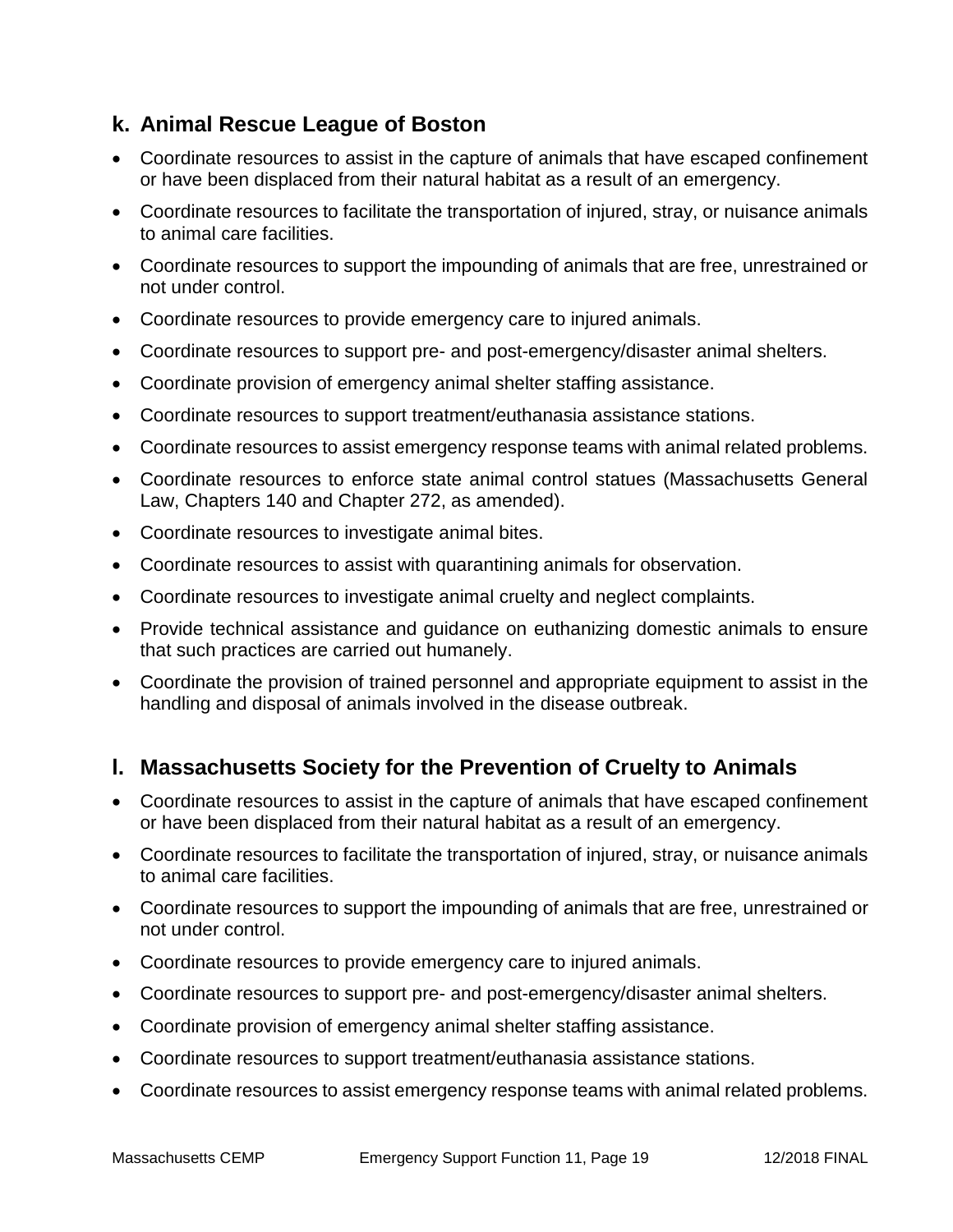### k. Animal Rescue League of Boston

- Coordinate resources to assist in the capture of animals that have escaped confinement or have been displaced from their natural habitat as a result of an emergency.
- Coordinate resources to facilitate the transportation of injured, stray, or nuisance animals to animal care facilities.
- Coordinate resources to support the impounding of animals that are free, unrestrained or not under control.
- Coordinate resources to provide emergency care to injured animals.
- Coordinate resources to support pre- and post-emergency/disaster animal shelters.
- Coordinate provision of emergency animal shelter staffing assistance.
- Coordinate resources to support treatment/euthanasia assistance stations.
- Coordinate resources to assist emergency response teams with animal related problems.
- Coordinate resources to enforce state animal control statues (Massachusetts General Law, Chapters 140 and Chapter 272, as amended).
- Coordinate resources to investigate animal bites.
- Coordinate resources to assist with quarantining animals for observation.
- Coordinate resources to investigate animal cruelty and neglect complaints.
- Provide technical assistance and guidance on euthanizing domestic animals to ensure that such practices are carried out humanely.
- Coordinate the provision of trained personnel and appropriate equipment to assist in the handling and disposal of animals involved in the disease outbreak.

### l. Massachusetts Society for the Prevention of Cruelty to Animals

- Coordinate resources to assist in the capture of animals that have escaped confinement or have been displaced from their natural habitat as a result of an emergency.
- Coordinate resources to facilitate the transportation of injured, stray, or nuisance animals to animal care facilities.
- Coordinate resources to support the impounding of animals that are free, unrestrained or not under control.
- Coordinate resources to provide emergency care to injured animals.
- Coordinate resources to support pre- and post-emergency/disaster animal shelters.
- Coordinate provision of emergency animal shelter staffing assistance.
- Coordinate resources to support treatment/euthanasia assistance stations.
- Coordinate resources to assist emergency response teams with animal related problems.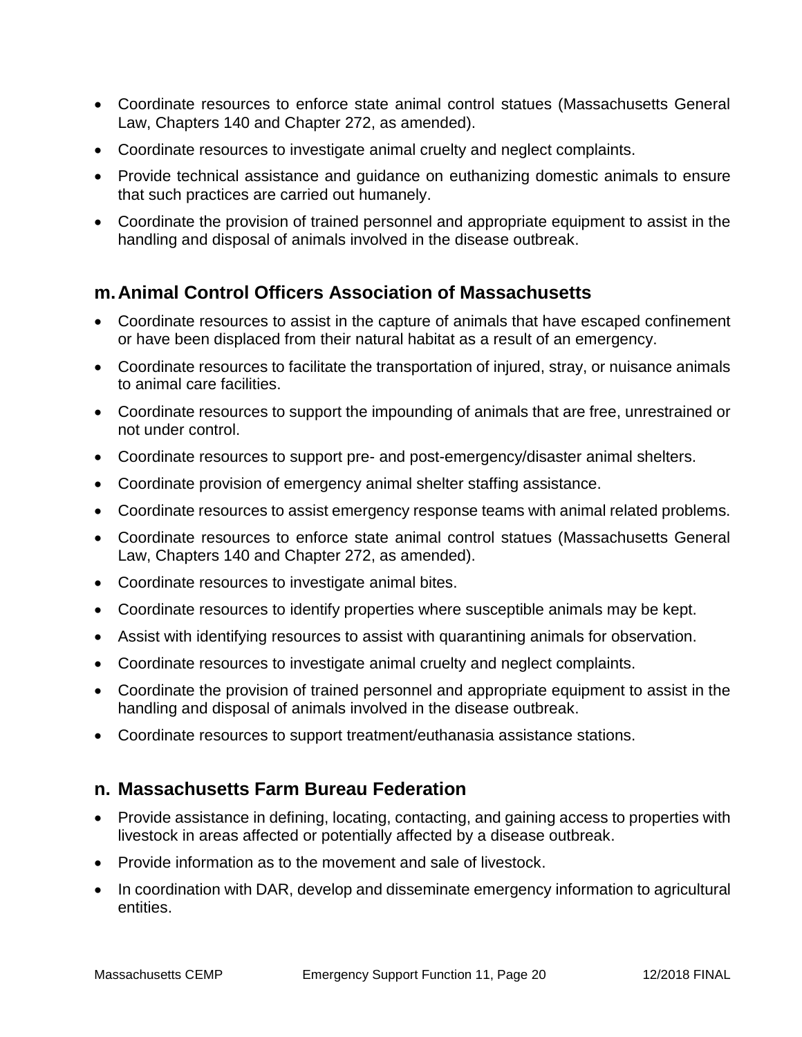- Coordinate resources to enforce state animal control statues (Massachusetts General Law, Chapters 140 and Chapter 272, as amended).
- Coordinate resources to investigate animal cruelty and neglect complaints.
- Provide technical assistance and guidance on euthanizing domestic animals to ensure that such practices are carried out humanely.
- Coordinate the provision of trained personnel and appropriate equipment to assist in the handling and disposal of animals involved in the disease outbreak.

## m. Animal Control Officers Association of Massachusetts

- Coordinate resources to assist in the capture of animals that have escaped confinement or have been displaced from their natural habitat as a result of an emergency.
- Coordinate resources to facilitate the transportation of injured, stray, or nuisance animals to animal care facilities.
- Coordinate resources to support the impounding of animals that are free, unrestrained or not under control.
- Coordinate resources to support pre- and post-emergency/disaster animal shelters.
- Coordinate provision of emergency animal shelter staffing assistance.
- Coordinate resources to assist emergency response teams with animal related problems.
- Coordinate resources to enforce state animal control statues (Massachusetts General Law, Chapters 140 and Chapter 272, as amended).
- Coordinate resources to investigate animal bites.
- Coordinate resources to identify properties where susceptible animals may be kept.
- Assist with identifying resources to assist with quarantining animals for observation.
- Coordinate resources to investigate animal cruelty and neglect complaints.
- Coordinate the provision of trained personnel and appropriate equipment to assist in the handling and disposal of animals involved in the disease outbreak.
- Coordinate resources to support treatment/euthanasia assistance stations.

## n. Massachusetts Farm Bureau Federation

- Provide assistance in defining, locating, contacting, and gaining access to properties with livestock in areas affected or potentially affected by a disease outbreak.
- Provide information as to the movement and sale of livestock.
- In coordination with DAR, develop and disseminate emergency information to agricultural entities.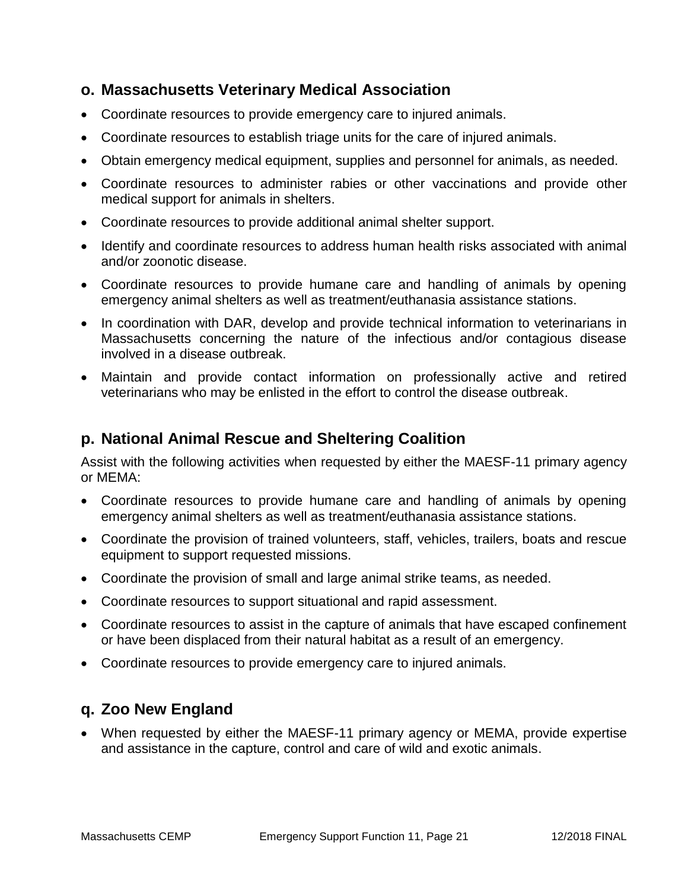### o. Massachusetts Veterinary Medical Association

- Coordinate resources to provide emergency care to injured animals.
- Coordinate resources to establish triage units for the care of injured animals.
- Obtain emergency medical equipment, supplies and personnel for animals, as needed.
- Coordinate resources to administer rabies or other vaccinations and provide other medical support for animals in shelters.
- Coordinate resources to provide additional animal shelter support.
- Identify and coordinate resources to address human health risks associated with animal and/or zoonotic disease.
- Coordinate resources to provide humane care and handling of animals by opening emergency animal shelters as well as treatment/euthanasia assistance stations.
- In coordination with DAR, develop and provide technical information to veterinarians in Massachusetts concerning the nature of the infectious and/or contagious disease involved in a disease outbreak.
- Maintain and provide contact information on professionally active and retired veterinarians who may be enlisted in the effort to control the disease outbreak.

### p. National Animal Rescue and Sheltering Coalition

Assist with the following activities when requested by either the MAESF-11 primary agency or MEMA:

- Coordinate resources to provide humane care and handling of animals by opening emergency animal shelters as well as treatment/euthanasia assistance stations.
- Coordinate the provision of trained volunteers, staff, vehicles, trailers, boats and rescue equipment to support requested missions.
- Coordinate the provision of small and large animal strike teams, as needed.
- Coordinate resources to support situational and rapid assessment.
- Coordinate resources to assist in the capture of animals that have escaped confinement or have been displaced from their natural habitat as a result of an emergency.
- Coordinate resources to provide emergency care to injured animals.

### q. Zoo New England

- When requested by either the MAESF-11 primary agency or MEMA, provide expertise and assistance in the capture, control and care of wild and exotic animals.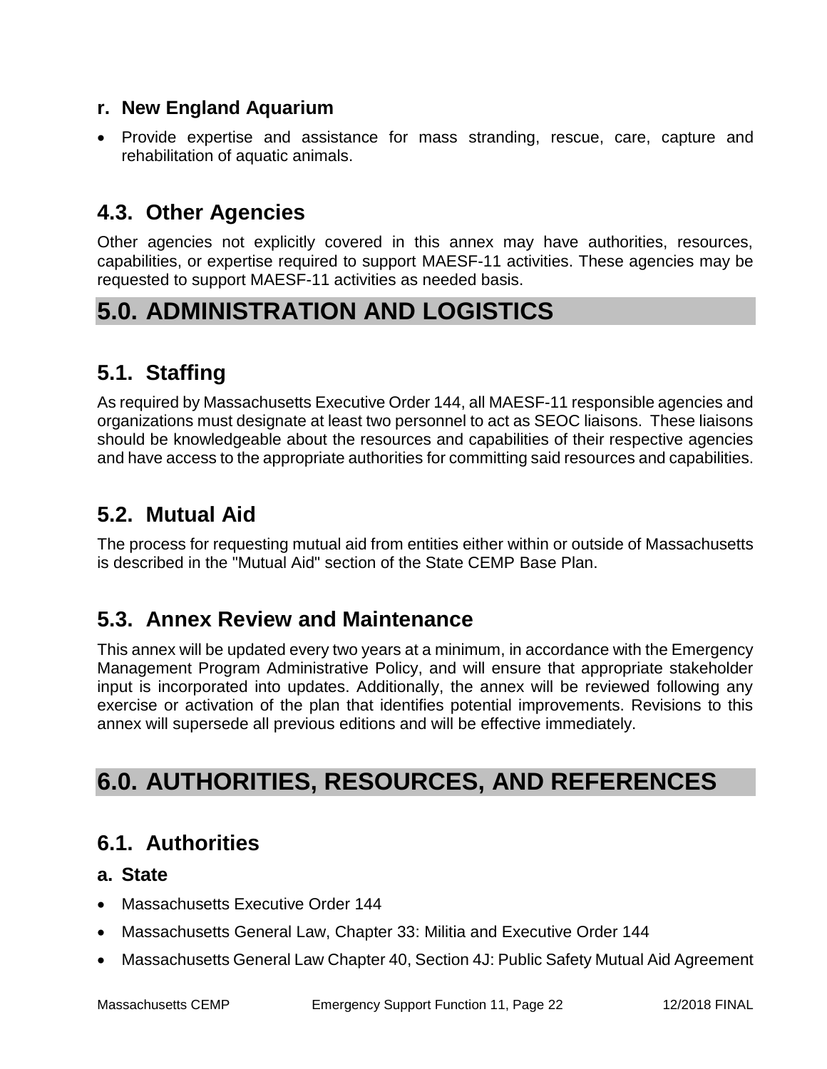### r. New England Aquarium

- Provide expertise and assistance for mass stranding, rescue, care, capture and rehabilitation of aquatic animals.

## 4.3. Other Agencies

Other agencies not explicitly covered in this annex may have authorities, resources, capabilities, or expertise required to support MAESF-11 activities. These agencies may be requested to support MAESF-11 activities as needed basis.

# 5.0. ADMINISTRATION AND LOGISTICS

## 5.1. Staffing

As required by Massachusetts Executive Order 144, all MAESF-11 responsible agencies and organizations must designate at least two personnel to act as SEOC liaisons. These liaisons should be knowledgeable about the resources and capabilities of their respective agencies and have access to the appropriate authorities for committing said resources and capabilities.

## 5.2. Mutual Aid

The process for requesting mutual aid from entities either within or outside of Massachusetts is described in the "Mutual Aid" section of the State CEMP Base Plan.

## 5.3. Annex Review and Maintenance

This annex will be updated every two years at a minimum, in accordance with the Emergency Management Program Administrative Policy, and will ensure that appropriate stakeholder input is incorporated into updates. Additionally, the annex will be reviewed following any exercise or activation of the plan that identifies potential improvements. Revisions to this annex will supersede all previous editions and will be effective immediately.

# 6.0. AUTHORITIES, RESOURCES, AND REFERENCES

## 6.1. Authorities

### a. State

- Massachusetts Executive Order 144
- Massachusetts General Law, Chapter 33: Militia and Executive Order 144
- Massachusetts General Law Chapter 40, Section 4J: Public Safety Mutual Aid Agreement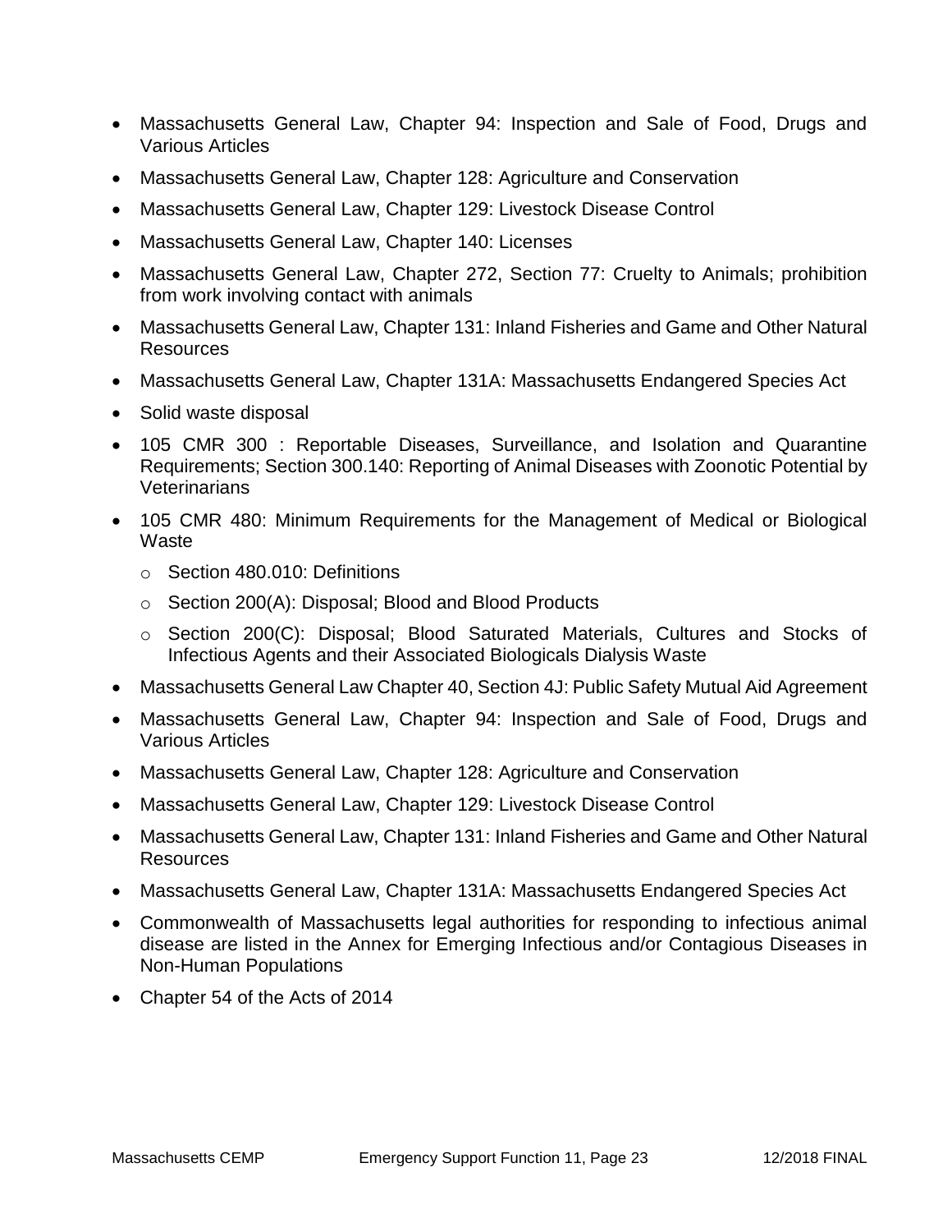- Massachusetts General Law, Chapter 94: Inspection and Sale of Food, Drugs and Various Articles
- Massachusetts General Law, Chapter 128: Agriculture and Conservation
- Massachusetts General Law, Chapter 129: Livestock Disease Control
- Massachusetts General Law, Chapter 140: Licenses
- Massachusetts General Law, Chapter 272, Section 77: Cruelty to Animals; prohibition from work involving contact with animals
- Massachusetts General Law, Chapter 131: Inland Fisheries and Game and Other Natural Resources
- Massachusetts General Law, Chapter 131A: Massachusetts Endangered Species Act
- Solid waste disposal
- 105 CMR 300 : Reportable Diseases, Surveillance, and Isolation and Quarantine Requirements; Section 300.140: Reporting of Animal Diseases with Zoonotic Potential by Veterinarians
- 105 CMR 480: Minimum Requirements for the Management of Medical or Biological Waste
  - Section 480.010: Definitions
  - Section 200(A): Disposal; Blood and Blood Products
  - Section 200(C): Disposal; Blood Saturated Materials, Cultures and Stocks of Infectious Agents and their Associated Biologicals Dialysis Waste
- Massachusetts General Law Chapter 40, Section 4J: Public Safety Mutual Aid Agreement
- Massachusetts General Law, Chapter 94: Inspection and Sale of Food, Drugs and Various Articles
- Massachusetts General Law, Chapter 128: Agriculture and Conservation
- Massachusetts General Law, Chapter 129: Livestock Disease Control
- Massachusetts General Law, Chapter 131: Inland Fisheries and Game and Other Natural Resources
- Massachusetts General Law, Chapter 131A: Massachusetts Endangered Species Act
- Commonwealth of Massachusetts legal authorities for responding to infectious animal disease are listed in the Annex for Emerging Infectious and/or Contagious Diseases in Non-Human Populations
- Chapter 54 of the Acts of 2014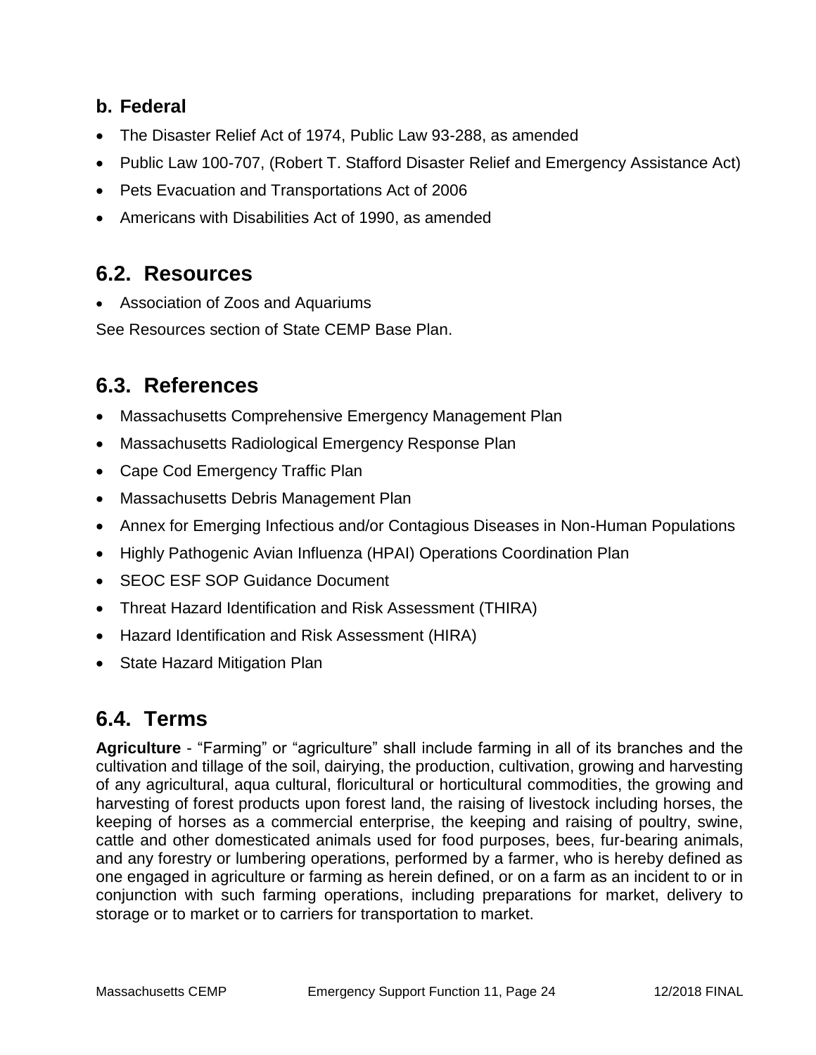### b. Federal

- The Disaster Relief Act of 1974, Public Law 93-288, as amended
- Public Law 100-707, (Robert T. Stafford Disaster Relief and Emergency Assistance Act)
- Pets Evacuation and Transportations Act of 2006
- Americans with Disabilities Act of 1990, as amended

## 6.2. Resources

- Association of Zoos and Aquariums

See Resources section of State CEMP Base Plan.

## 6.3. References

- Massachusetts Comprehensive Emergency Management Plan
- Massachusetts Radiological Emergency Response Plan
- Cape Cod Emergency Traffic Plan
- Massachusetts Debris Management Plan
- Annex for Emerging Infectious and/or Contagious Diseases in Non-Human Populations
- Highly Pathogenic Avian Influenza (HPAI) Operations Coordination Plan
- SEOC ESF SOP Guidance Document
- Threat Hazard Identification and Risk Assessment (THIRA)
- Hazard Identification and Risk Assessment (HIRA)
- State Hazard Mitigation Plan

## 6.4. Terms

**Agriculture** - "Farming" or "agriculture" shall include farming in all of its branches and the cultivation and tillage of the soil, dairying, the production, cultivation, growing and harvesting of any agricultural, aqua cultural, floricultural or horticultural commodities, the growing and harvesting of forest products upon forest land, the raising of livestock including horses, the keeping of horses as a commercial enterprise, the keeping and raising of poultry, swine, cattle and other domesticated animals used for food purposes, bees, fur-bearing animals, and any forestry or lumbering operations, performed by a farmer, who is hereby defined as one engaged in agriculture or farming as herein defined, or on a farm as an incident to or in conjunction with such farming operations, including preparations for market, delivery to storage or to market or to carriers for transportation to market.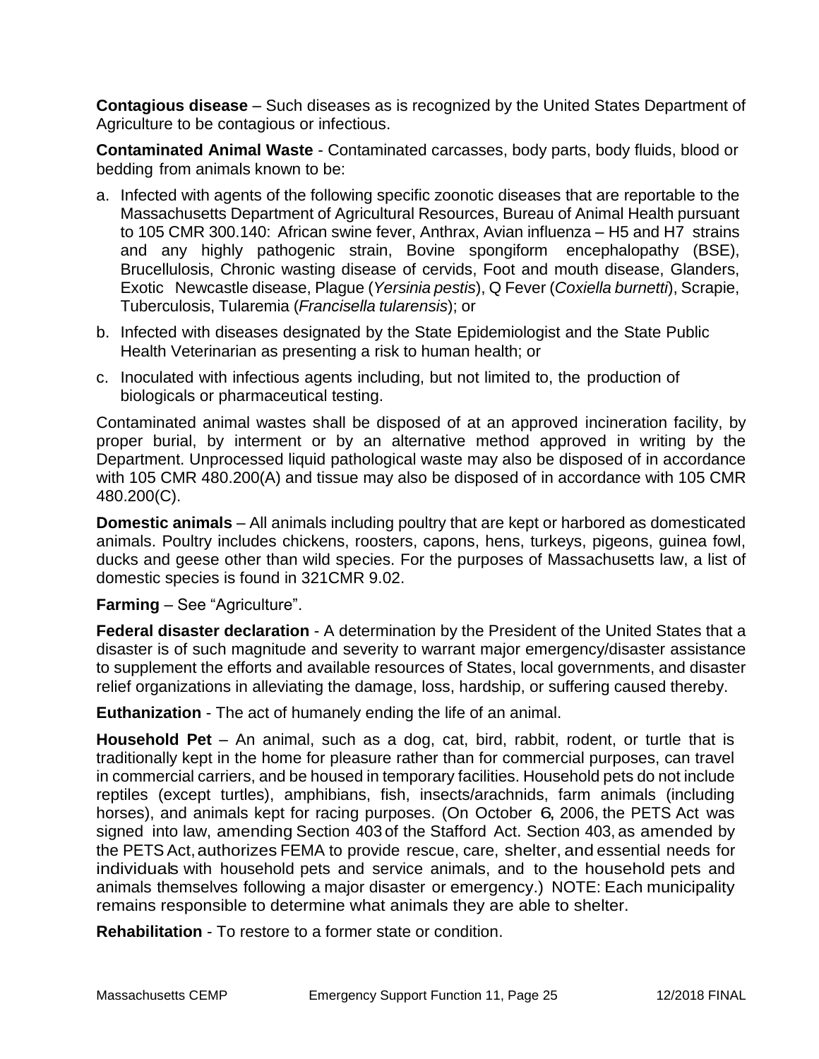**Contagious disease** – Such diseases as is recognized by the United States Department of Agriculture to be contagious or infectious.

**Contaminated Animal Waste** - Contaminated carcasses, body parts, body fluids, blood or bedding from animals known to be:

a. Infected with agents of the following specific zoonotic diseases that are reportable to the Massachusetts Department of Agricultural Resources, Bureau of Animal Health pursuant to 105 CMR 300.140: African swine fever, Anthrax, Avian influenza – H5 and H7 strains and any highly pathogenic strain, Bovine spongiform encephalopathy (BSE), Brucellulosis, Chronic wasting disease of cervids, Foot and mouth disease, Glanders, Exotic Newcastle disease, Plague (*Yersinia pestis*), Q Fever (*Coxiella burnetti*), Scrapie, Tuberculosis, Tularemia (*Francisella tularensis*); or
b. Infected with diseases designated by the State Epidemiologist and the State Public Health Veterinarian as presenting a risk to human health; or
c. Inoculated with infectious agents including, but not limited to, the production of biologicals or pharmaceutical testing.

Contaminated animal wastes shall be disposed of at an approved incineration facility, by proper burial, by interment or by an alternative method approved in writing by the Department. Unprocessed liquid pathological waste may also be disposed of in accordance with 105 CMR 480.200(A) and tissue may also be disposed of in accordance with 105 CMR 480.200(C).

**Domestic animals** – All animals including poultry that are kept or harbored as domesticated animals. Poultry includes chickens, roosters, capons, hens, turkeys, pigeons, guinea fowl, ducks and geese other than wild species. For the purposes of Massachusetts law, a list of domestic species is found in 321CMR 9.02.

**Farming** – See "Agriculture".

**Federal disaster declaration** - A determination by the President of the United States that a disaster is of such magnitude and severity to warrant major emergency/disaster assistance to supplement the efforts and available resources of States, local governments, and disaster relief organizations in alleviating the damage, loss, hardship, or suffering caused thereby.

**Euthanization** - The act of humanely ending the life of an animal.

**Household Pet** – An animal, such as a dog, cat, bird, rabbit, rodent, or turtle that is traditionally kept in the home for pleasure rather than for commercial purposes, can travel in commercial carriers, and be housed in temporary facilities. Household pets do not include reptiles (except turtles), amphibians, fish, insects/arachnids, farm animals (including horses), and animals kept for racing purposes. (On October 6, 2006, the PETS Act was signed into law, amending Section 403 of the Stafford Act. Section 403, as amended by the PETS Act, authorizes FEMA to provide rescue, care, shelter, and essential needs for individuals with household pets and service animals, and to the household pets and animals themselves following a major disaster or emergency.) NOTE: Each municipality remains responsible to determine what animals they are able to shelter.

**Rehabilitation** - To restore to a former state or condition.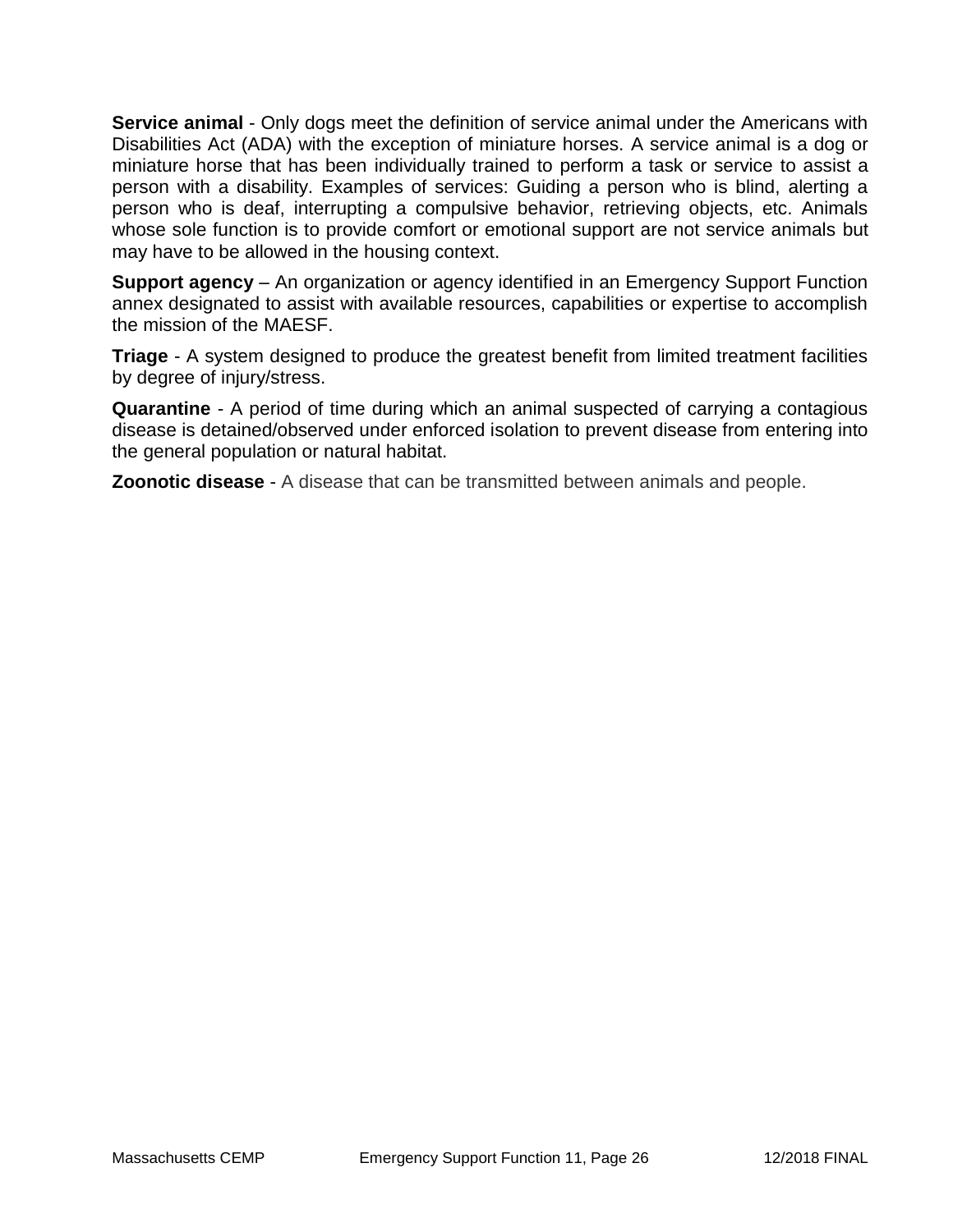**Service animal** - Only dogs meet the definition of service animal under the Americans with Disabilities Act (ADA) with the exception of miniature horses. A service animal is a dog or miniature horse that has been individually trained to perform a task or service to assist a person with a disability. Examples of services: Guiding a person who is blind, alerting a person who is deaf, interrupting a compulsive behavior, retrieving objects, etc. Animals whose sole function is to provide comfort or emotional support are not service animals but may have to be allowed in the housing context.

**Support agency** – An organization or agency identified in an Emergency Support Function annex designated to assist with available resources, capabilities or expertise to accomplish the mission of the MAESF.

**Triage** - A system designed to produce the greatest benefit from limited treatment facilities by degree of injury/stress.

**Quarantine** - A period of time during which an animal suspected of carrying a contagious disease is detained/observed under enforced isolation to prevent disease from entering into the general population or natural habitat.

**Zoonotic disease** - A disease that can be transmitted between animals and people.